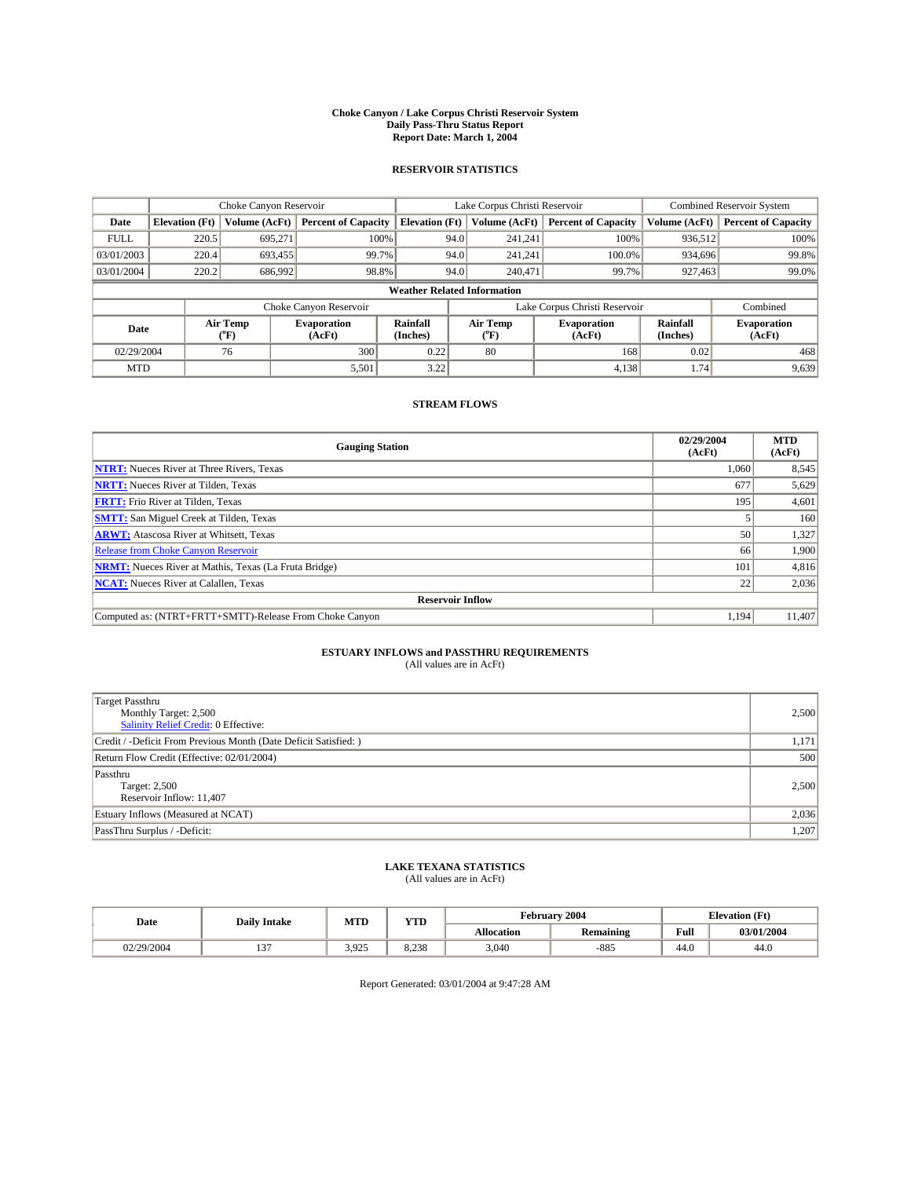# Choke Canyon / Lake Corpus Christi Reservoir System
## Daily Pass-Thru Status Report
### Report Date: March 1, 2004

## RESERVOIR STATISTICS

| | Choke Canyon Reservoir | | | Lake Corpus Christi Reservoir | | | Combined Reservoir System | |
|---|---|---|---|---|---|---|---|---|
| Date | Elevation (Ft) | Volume (AcFt) | Percent of Capacity | Elevation (Ft) | Volume (AcFt) | Percent of Capacity | Volume (AcFt) | Percent of Capacity |
| FULL | 220.5 | 695,271 | 100% | 94.0 | 241,241 | 100% | 936,512 | 100% |
| 03/01/2003 | 220.4 | 693,455 | 99.7% | 94.0 | 241,241 | 100.0% | 934,696 | 99.8% |
| 03/01/2004 | 220.2 | 686,992 | 98.8% | 94.0 | 240,471 | 99.7% | 927,463 | 99.0% |

**Weather Related Information**

| | Choke Canyon Reservoir | | | Lake Corpus Christi Reservoir | | | Combined |
|---|---|---|---|---|---|---|---|
| Date | Air Temp (°F) | Evaporation (AcFt) | Rainfall (Inches) | Air Temp (°F) | Evaporation (AcFt) | Rainfall (Inches) | Evaporation (AcFt) |
| 02/29/2004 | 76 | 300 | 0.22 | 80 | 168 | 0.02 | 468 |
| MTD | | 5,501 | 3.22 | | 4,138 | 1.74 | 9,639 |

## STREAM FLOWS

| Gauging Station | 02/29/2004 (AcFt) | MTD (AcFt) |
|---|---|---|
| **NTRT:** Nueces River at Three Rivers, Texas | 1,060 | 8,545 |
| **NRTT:** Nueces River at Tilden, Texas | 677 | 5,629 |
| **FRTT:** Frio River at Tilden, Texas | 195 | 4,601 |
| **SMTT:** San Miguel Creek at Tilden, Texas | 5 | 160 |
| **ARWT:** Atascosa River at Whitsett, Texas | 50 | 1,327 |
| Release from Choke Canyon Reservoir | 66 | 1,900 |
| **NRMT:** Nueces River at Mathis, Texas (La Fruta Bridge) | 101 | 4,816 |
| **NCAT:** Nueces River at Calallen, Texas | 22 | 2,036 |
| **Reservoir Inflow** | | |
| Computed as: (NTRT+FRTT+SMTT)-Release From Choke Canyon | 1,194 | 11,407 |

## ESTUARY INFLOWS and PASSTHRU REQUIREMENTS
(All values are in AcFt)

| | |
|---|---|
| Target Passthru<br>Monthly Target: 2,500<br>Salinity Relief Credit: 0 Effective: | 2,500 |
| Credit / -Deficit From Previous Month (Date Deficit Satisfied: ) | 1,171 |
| Return Flow Credit (Effective: 02/01/2004) | 500 |
| Passthru<br>Target: 2,500<br>Reservoir Inflow: 11,407 | 2,500 |
| Estuary Inflows (Measured at NCAT) | 2,036 |
| PassThru Surplus / -Deficit: | 1,207 |

## LAKE TEXANA STATISTICS
(All values are in AcFt)

| Date | Daily Intake | MTD | YTD | February 2004 | | Elevation (Ft) | |
|---|---|---|---|---|---|---|---|
| | | | | Allocation | Remaining | Full | 03/01/2004 |
| 02/29/2004 | 137 | 3,925 | 8,238 | 3,040 | -885 | 44.0 | 44.0 |

Report Generated: 03/01/2004 at 9:47:28 AM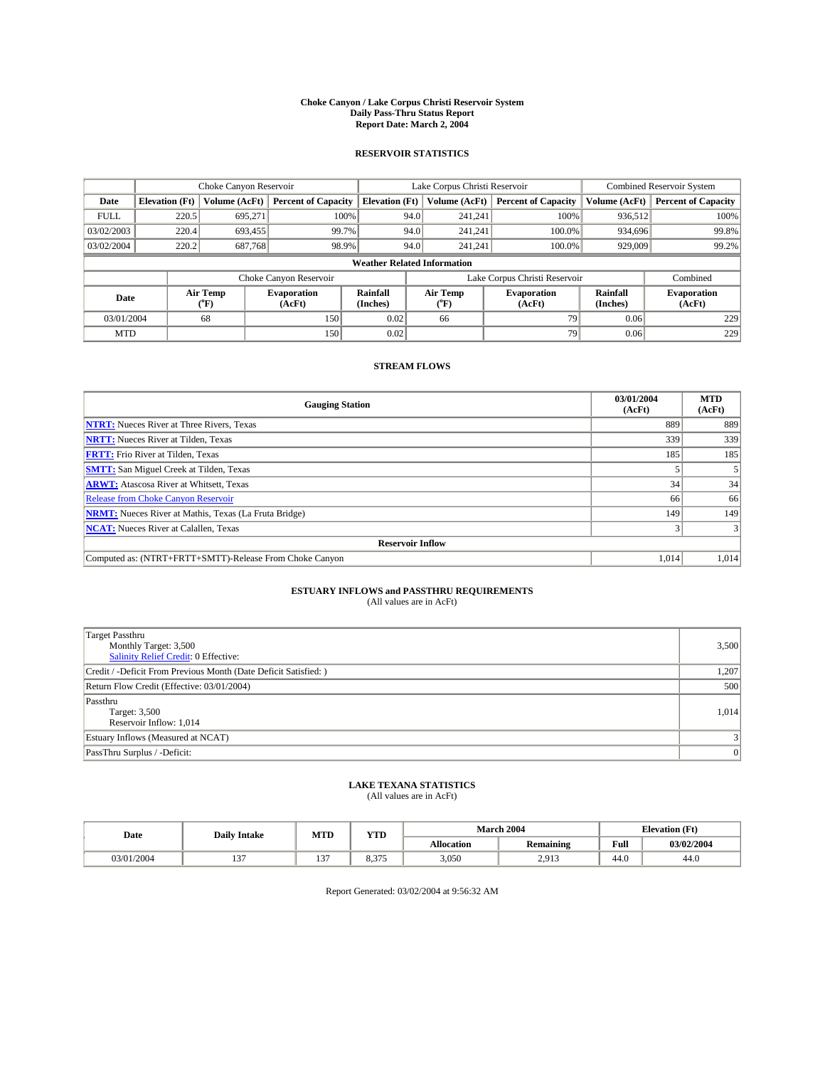# Choke Canyon / Lake Corpus Christi Reservoir System
## Daily Pass-Thru Status Report
### Report Date: March 2, 2004

## RESERVOIR STATISTICS

| | Choke Canyon Reservoir | | | Lake Corpus Christi Reservoir | | | Combined Reservoir System | |
|---|---|---|---|---|---|---|---|---|
| Date | Elevation (Ft) | Volume (AcFt) | Percent of Capacity | Elevation (Ft) | Volume (AcFt) | Percent of Capacity | Volume (AcFt) | Percent of Capacity |
| FULL | 220.5 | 695,271 | 100% | 94.0 | 241,241 | 100% | 936,512 | 100% |
| 03/02/2003 | 220.4 | 693,455 | 99.7% | 94.0 | 241,241 | 100.0% | 934,696 | 99.8% |
| 03/02/2004 | 220.2 | 687,768 | 98.9% | 94.0 | 241,241 | 100.0% | 929,009 | 99.2% |

**Weather Related Information**

| | Choke Canyon Reservoir | | | Lake Corpus Christi Reservoir | | | Combined |
|---|---|---|---|---|---|---|---|
| Date | Air Temp (°F) | Evaporation (AcFt) | Rainfall (Inches) | Air Temp (°F) | Evaporation (AcFt) | Rainfall (Inches) | Evaporation (AcFt) |
| 03/01/2004 | 68 | 150 | 0.02 | 66 | 79 | 0.06 | 229 |
| MTD | | 150 | 0.02 | | 79 | 0.06 | 229 |

## STREAM FLOWS

| Gauging Station | 03/01/2004 (AcFt) | MTD (AcFt) |
|---|---|---|
| **NTRT:** Nueces River at Three Rivers, Texas | 889 | 889 |
| **NRTT:** Nueces River at Tilden, Texas | 339 | 339 |
| **FRTT:** Frio River at Tilden, Texas | 185 | 185 |
| **SMTT:** San Miguel Creek at Tilden, Texas | 5 | 5 |
| **ARWT:** Atascosa River at Whitsett, Texas | 34 | 34 |
| Release from Choke Canyon Reservoir | 66 | 66 |
| **NRMT:** Nueces River at Mathis, Texas (La Fruta Bridge) | 149 | 149 |
| **NCAT:** Nueces River at Calallen, Texas | 3 | 3 |
| **Reservoir Inflow** | | |
| Computed as: (NTRT+FRTT+SMTT)-Release From Choke Canyon | 1,014 | 1,014 |

## ESTUARY INFLOWS and PASSTHRU REQUIREMENTS
(All values are in AcFt)

| | |
|---|---|
| Target Passthru<br>Monthly Target: 3,500<br>Salinity Relief Credit: 0 Effective: | 3,500 |
| Credit / -Deficit From Previous Month (Date Deficit Satisfied: ) | 1,207 |
| Return Flow Credit (Effective: 03/01/2004) | 500 |
| Passthru<br>Target: 3,500<br>Reservoir Inflow: 1,014 | 1,014 |
| Estuary Inflows (Measured at NCAT) | 3 |
| PassThru Surplus / -Deficit: | 0 |

## LAKE TEXANA STATISTICS
(All values are in AcFt)

| Date | Daily Intake | MTD | YTD | March 2004 | | Elevation (Ft) | |
|---|---|---|---|---|---|---|---|
| | | | | Allocation | Remaining | Full | 03/02/2004 |
| 03/01/2004 | 137 | 137 | 8,375 | 3,050 | 2,913 | 44.0 | 44.0 |

Report Generated: 03/02/2004 at 9:56:32 AM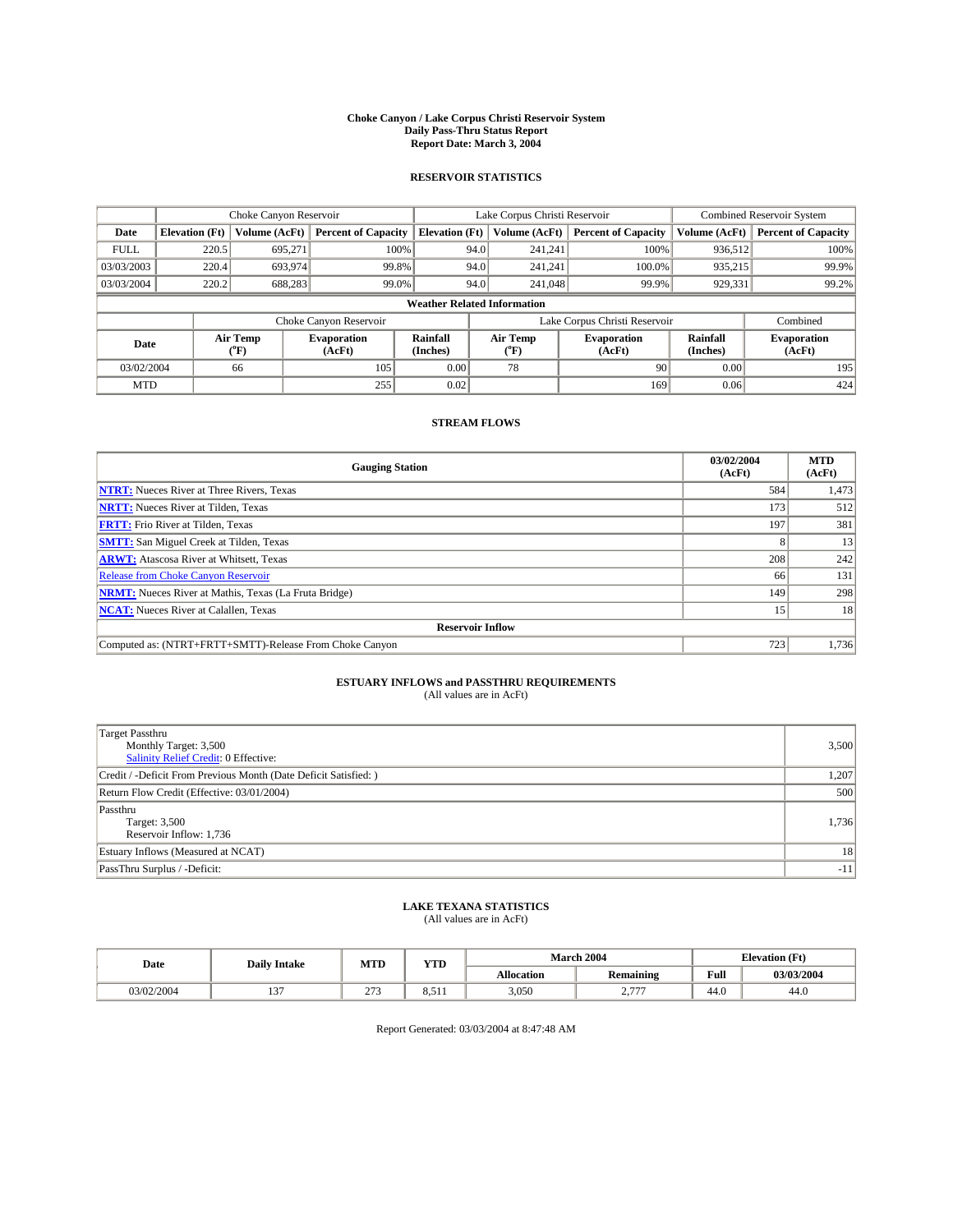# Choke Canyon / Lake Corpus Christi Reservoir System
## Daily Pass-Thru Status Report
### Report Date: March 3, 2004

## RESERVOIR STATISTICS

| | Choke Canyon Reservoir | | | Lake Corpus Christi Reservoir | | | Combined Reservoir System | |
|---|---|---|---|---|---|---|---|---|
| Date | Elevation (Ft) | Volume (AcFt) | Percent of Capacity | Elevation (Ft) | Volume (AcFt) | Percent of Capacity | Volume (AcFt) | Percent of Capacity |
| FULL | 220.5 | 695,271 | 100% | 94.0 | 241,241 | 100% | 936,512 | 100% |
| 03/03/2003 | 220.4 | 693,974 | 99.8% | 94.0 | 241,241 | 100.0% | 935,215 | 99.9% |
| 03/03/2004 | 220.2 | 688,283 | 99.0% | 94.0 | 241,048 | 99.9% | 929,331 | 99.2% |

**Weather Related Information**

| | Choke Canyon Reservoir | | | Lake Corpus Christi Reservoir | | | Combined |
|---|---|---|---|---|---|---|---|
| Date | Air Temp (°F) | Evaporation (AcFt) | Rainfall (Inches) | Air Temp (°F) | Evaporation (AcFt) | Rainfall (Inches) | Evaporation (AcFt) |
| 03/02/2004 | 66 | 105 | 0.00 | 78 | 90 | 0.00 | 195 |
| MTD | | 255 | 0.02 | | 169 | 0.06 | 424 |

## STREAM FLOWS

| Gauging Station | 03/02/2004 (AcFt) | MTD (AcFt) |
|---|---|---|
| **NTRT:** Nueces River at Three Rivers, Texas | 584 | 1,473 |
| **NRTT:** Nueces River at Tilden, Texas | 173 | 512 |
| **FRTT:** Frio River at Tilden, Texas | 197 | 381 |
| **SMTT:** San Miguel Creek at Tilden, Texas | 8 | 13 |
| **ARWT:** Atascosa River at Whitsett, Texas | 208 | 242 |
| Release from Choke Canyon Reservoir | 66 | 131 |
| **NRMT:** Nueces River at Mathis, Texas (La Fruta Bridge) | 149 | 298 |
| **NCAT:** Nueces River at Calallen, Texas | 15 | 18 |
| **Reservoir Inflow** | | |
| Computed as: (NTRT+FRTT+SMTT)-Release From Choke Canyon | 723 | 1,736 |

## ESTUARY INFLOWS and PASSTHRU REQUIREMENTS
(All values are in AcFt)

| | |
|---|---|
| Target Passthru<br>Monthly Target: 3,500<br>Salinity Relief Credit: 0 Effective: | 3,500 |
| Credit / -Deficit From Previous Month (Date Deficit Satisfied: ) | 1,207 |
| Return Flow Credit (Effective: 03/01/2004) | 500 |
| Passthru<br>Target: 3,500<br>Reservoir Inflow: 1,736 | 1,736 |
| Estuary Inflows (Measured at NCAT) | 18 |
| PassThru Surplus / -Deficit: | -11 |

## LAKE TEXANA STATISTICS
(All values are in AcFt)

| Date | Daily Intake | MTD | YTD | March 2004 | | Elevation (Ft) | |
|---|---|---|---|---|---|---|---|
| | | | | Allocation | Remaining | Full | 03/03/2004 |
| 03/02/2004 | 137 | 273 | 8,511 | 3,050 | 2,777 | 44.0 | 44.0 |

Report Generated: 03/03/2004 at 8:47:48 AM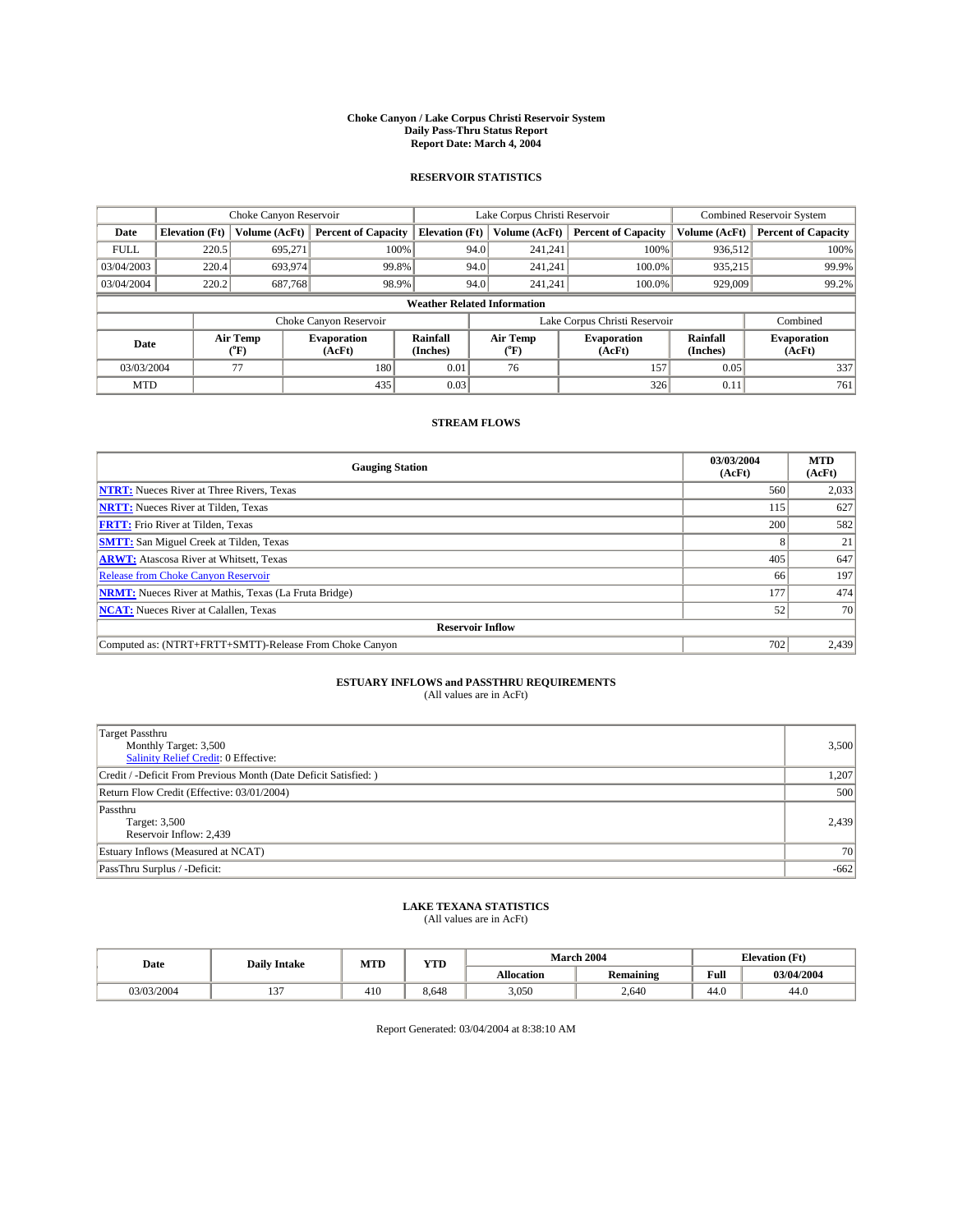# Choke Canyon / Lake Corpus Christi Reservoir System
## Daily Pass-Thru Status Report
## Report Date: March 4, 2004

### RESERVOIR STATISTICS

| | Choke Canyon Reservoir | | | Lake Corpus Christi Reservoir | | | Combined Reservoir System | |
|---|---|---|---|---|---|---|---|---|
| Date | Elevation (Ft) | Volume (AcFt) | Percent of Capacity | Elevation (Ft) | Volume (AcFt) | Percent of Capacity | Volume (AcFt) | Percent of Capacity |
| FULL | 220.5 | 695,271 | 100% | 94.0 | 241,241 | 100% | 936,512 | 100% |
| 03/04/2003 | 220.4 | 693,974 | 99.8% | 94.0 | 241,241 | 100.0% | 935,215 | 99.9% |
| 03/04/2004 | 220.2 | 687,768 | 98.9% | 94.0 | 241,241 | 100.0% | 929,009 | 99.2% |

**Weather Related Information**

| | Choke Canyon Reservoir | | | Lake Corpus Christi Reservoir | | | Combined |
|---|---|---|---|---|---|---|---|
| Date | Air Temp (°F) | Evaporation (AcFt) | Rainfall (Inches) | Air Temp (°F) | Evaporation (AcFt) | Rainfall (Inches) | Evaporation (AcFt) |
| 03/03/2004 | 77 | 180 | 0.01 | 76 | 157 | 0.05 | 337 |
| MTD | | 435 | 0.03 | | 326 | 0.11 | 761 |

### STREAM FLOWS

| Gauging Station | 03/03/2004 (AcFt) | MTD (AcFt) |
|---|---|---|
| NTRT: Nueces River at Three Rivers, Texas | 560 | 2,033 |
| NRTT: Nueces River at Tilden, Texas | 115 | 627 |
| FRTT: Frio River at Tilden, Texas | 200 | 582 |
| SMTT: San Miguel Creek at Tilden, Texas | 8 | 21 |
| ARWT: Atascosa River at Whitsett, Texas | 405 | 647 |
| Release from Choke Canyon Reservoir | 66 | 197 |
| NRMT: Nueces River at Mathis, Texas (La Fruta Bridge) | 177 | 474 |
| NCAT: Nueces River at Calallen, Texas | 52 | 70 |
| **Reservoir Inflow** | | |
| Computed as: (NTRT+FRTT+SMTT)-Release From Choke Canyon | 702 | 2,439 |

### ESTUARY INFLOWS and PASSTHRU REQUIREMENTS
(All values are in AcFt)

| | |
|---|---|
| Target Passthru<br>Monthly Target: 3,500<br>Salinity Relief Credit: 0 Effective: | 3,500 |
| Credit / -Deficit From Previous Month (Date Deficit Satisfied: ) | 1,207 |
| Return Flow Credit (Effective: 03/01/2004) | 500 |
| Passthru<br>Target: 3,500<br>Reservoir Inflow: 2,439 | 2,439 |
| Estuary Inflows (Measured at NCAT) | 70 |
| PassThru Surplus / -Deficit: | -662 |

### LAKE TEXANA STATISTICS
(All values are in AcFt)

| Date | Daily Intake | MTD | YTD | March 2004 | | Elevation (Ft) | |
|---|---|---|---|---|---|---|---|
| | | | | Allocation | Remaining | Full | 03/04/2004 |
| 03/03/2004 | 137 | 410 | 8,648 | 3,050 | 2,640 | 44.0 | 44.0 |

Report Generated: 03/04/2004 at 8:38:10 AM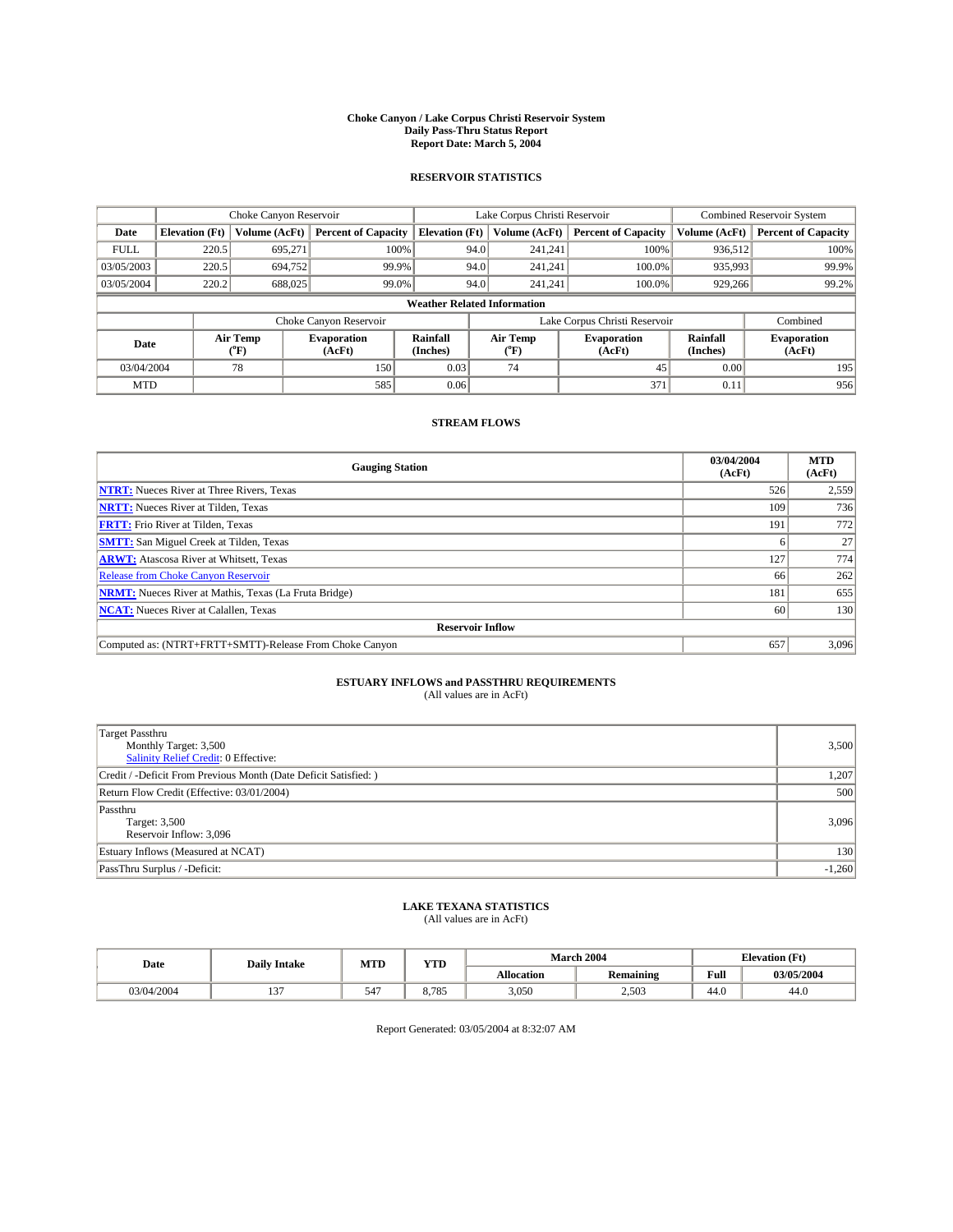# Choke Canyon / Lake Corpus Christi Reservoir System
## Daily Pass-Thru Status Report
### Report Date: March 5, 2004

## RESERVOIR STATISTICS

| | Choke Canyon Reservoir | | | Lake Corpus Christi Reservoir | | | Combined Reservoir System | |
|---|---|---|---|---|---|---|---|---|
| Date | Elevation (Ft) | Volume (AcFt) | Percent of Capacity | Elevation (Ft) | Volume (AcFt) | Percent of Capacity | Volume (AcFt) | Percent of Capacity |
| FULL | 220.5 | 695,271 | 100% | 94.0 | 241,241 | 100% | 936,512 | 100% |
| 03/05/2003 | 220.5 | 694,752 | 99.9% | 94.0 | 241,241 | 100.0% | 935,993 | 99.9% |
| 03/05/2004 | 220.2 | 688,025 | 99.0% | 94.0 | 241,241 | 100.0% | 929,266 | 99.2% |

**Weather Related Information**

| | Choke Canyon Reservoir | | | Lake Corpus Christi Reservoir | | | Combined |
|---|---|---|---|---|---|---|---|
| Date | Air Temp (°F) | Evaporation (AcFt) | Rainfall (Inches) | Air Temp (°F) | Evaporation (AcFt) | Rainfall (Inches) | Evaporation (AcFt) |
| 03/04/2004 | 78 | 150 | 0.03 | 74 | 45 | 0.00 | 195 |
| MTD | | 585 | 0.06 | | 371 | 0.11 | 956 |

## STREAM FLOWS

| Gauging Station | 03/04/2004 (AcFt) | MTD (AcFt) |
|---|---|---|
| **NTRT:** Nueces River at Three Rivers, Texas | 526 | 2,559 |
| **NRTT:** Nueces River at Tilden, Texas | 109 | 736 |
| **FRTT:** Frio River at Tilden, Texas | 191 | 772 |
| **SMTT:** San Miguel Creek at Tilden, Texas | 6 | 27 |
| **ARWT:** Atascosa River at Whitsett, Texas | 127 | 774 |
| Release from Choke Canyon Reservoir | 66 | 262 |
| **NRMT:** Nueces River at Mathis, Texas (La Fruta Bridge) | 181 | 655 |
| **NCAT:** Nueces River at Calallen, Texas | 60 | 130 |
| **Reservoir Inflow** | | |
| Computed as: (NTRT+FRTT+SMTT)-Release From Choke Canyon | 657 | 3,096 |

## ESTUARY INFLOWS and PASSTHRU REQUIREMENTS
(All values are in AcFt)

| | |
|---|---|
| Target Passthru<br>Monthly Target: 3,500<br>Salinity Relief Credit: 0 Effective: | 3,500 |
| Credit / -Deficit From Previous Month (Date Deficit Satisfied: ) | 1,207 |
| Return Flow Credit (Effective: 03/01/2004) | 500 |
| Passthru<br>Target: 3,500<br>Reservoir Inflow: 3,096 | 3,096 |
| Estuary Inflows (Measured at NCAT) | 130 |
| PassThru Surplus / -Deficit: | -1,260 |

## LAKE TEXANA STATISTICS
(All values are in AcFt)

| Date | Daily Intake | MTD | YTD | March 2004 | | Elevation (Ft) | |
|---|---|---|---|---|---|---|---|
| | | | | Allocation | Remaining | Full | 03/05/2004 |
| 03/04/2004 | 137 | 547 | 8,785 | 3,050 | 2,503 | 44.0 | 44.0 |

Report Generated: 03/05/2004 at 8:32:07 AM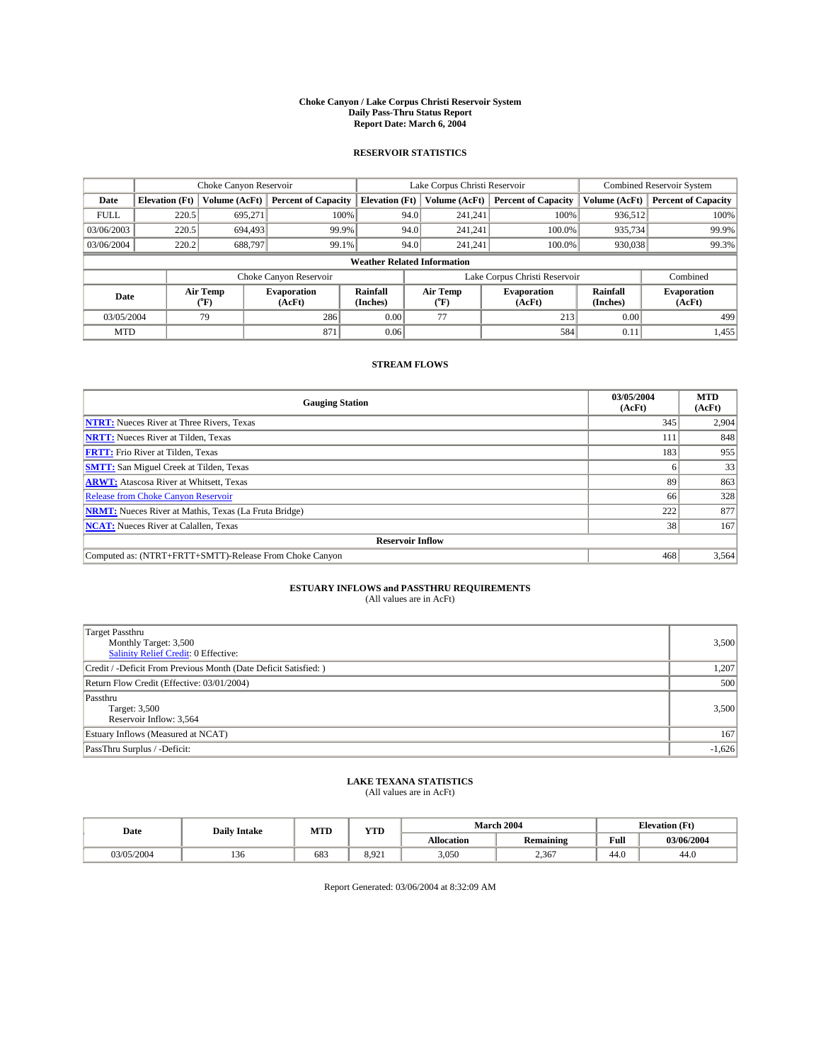# Choke Canyon / Lake Corpus Christi Reservoir System
## Daily Pass-Thru Status Report
## Report Date: March 6, 2004

### RESERVOIR STATISTICS

| | Choke Canyon Reservoir | | | Lake Corpus Christi Reservoir | | | Combined Reservoir System | |
|---|---|---|---|---|---|---|---|---|
| Date | Elevation (Ft) | Volume (AcFt) | Percent of Capacity | Elevation (Ft) | Volume (AcFt) | Percent of Capacity | Volume (AcFt) | Percent of Capacity |
| FULL | 220.5 | 695,271 | 100% | 94.0 | 241,241 | 100% | 936,512 | 100% |
| 03/06/2003 | 220.5 | 694,493 | 99.9% | 94.0 | 241,241 | 100.0% | 935,734 | 99.9% |
| 03/06/2004 | 220.2 | 688,797 | 99.1% | 94.0 | 241,241 | 100.0% | 930,038 | 99.3% |

**Weather Related Information**

| | Choke Canyon Reservoir | | | Lake Corpus Christi Reservoir | | | Combined |
|---|---|---|---|---|---|---|---|
| Date | Air Temp (°F) | Evaporation (AcFt) | Rainfall (Inches) | Air Temp (°F) | Evaporation (AcFt) | Rainfall (Inches) | Evaporation (AcFt) |
| 03/05/2004 | 79 | 286 | 0.00 | 77 | 213 | 0.00 | 499 |
| MTD | | 871 | 0.06 | | 584 | 0.11 | 1,455 |

### STREAM FLOWS

| Gauging Station | 03/05/2004 (AcFt) | MTD (AcFt) |
|---|---|---|
| **NTRT:** Nueces River at Three Rivers, Texas | 345 | 2,904 |
| **NRTT:** Nueces River at Tilden, Texas | 111 | 848 |
| **FRTT:** Frio River at Tilden, Texas | 183 | 955 |
| **SMTT:** San Miguel Creek at Tilden, Texas | 6 | 33 |
| **ARWT:** Atascosa River at Whitsett, Texas | 89 | 863 |
| Release from Choke Canyon Reservoir | 66 | 328 |
| **NRMT:** Nueces River at Mathis, Texas (La Fruta Bridge) | 222 | 877 |
| **NCAT:** Nueces River at Calallen, Texas | 38 | 167 |
| **Reservoir Inflow** | | |
| Computed as: (NTRT+FRTT+SMTT)-Release From Choke Canyon | 468 | 3,564 |

### ESTUARY INFLOWS and PASSTHRU REQUIREMENTS
(All values are in AcFt)

| | |
|---|---|
| Target Passthru<br>Monthly Target: 3,500<br>Salinity Relief Credit: 0 Effective: | 3,500 |
| Credit / -Deficit From Previous Month (Date Deficit Satisfied: ) | 1,207 |
| Return Flow Credit (Effective: 03/01/2004) | 500 |
| Passthru<br>Target: 3,500<br>Reservoir Inflow: 3,564 | 3,500 |
| Estuary Inflows (Measured at NCAT) | 167 |
| PassThru Surplus / -Deficit: | -1,626 |

### LAKE TEXANA STATISTICS
(All values are in AcFt)

| Date | Daily Intake | MTD | YTD | March 2004 | | Elevation (Ft) | |
|---|---|---|---|---|---|---|---|
| | | | | Allocation | Remaining | Full | 03/06/2004 |
| 03/05/2004 | 136 | 683 | 8,921 | 3,050 | 2,367 | 44.0 | 44.0 |

Report Generated: 03/06/2004 at 8:32:09 AM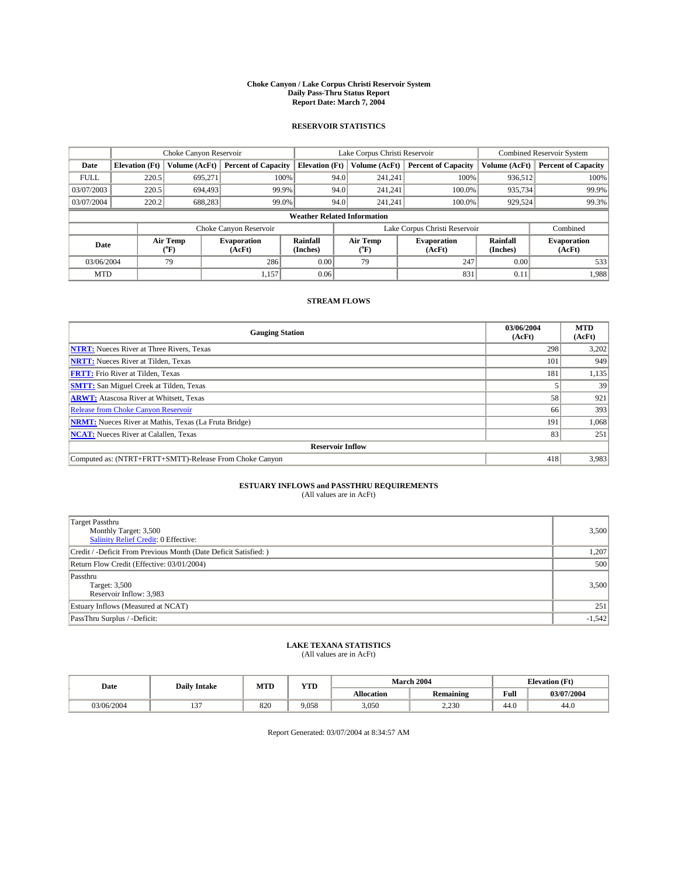# Choke Canyon / Lake Corpus Christi Reservoir System
## Daily Pass-Thru Status Report
### Report Date: March 7, 2004

## RESERVOIR STATISTICS

| | Choke Canyon Reservoir | | | Lake Corpus Christi Reservoir | | | Combined Reservoir System | |
|---|---|---|---|---|---|---|---|---|
| Date | Elevation (Ft) | Volume (AcFt) | Percent of Capacity | Elevation (Ft) | Volume (AcFt) | Percent of Capacity | Volume (AcFt) | Percent of Capacity |
| FULL | 220.5 | 695,271 | 100% | 94.0 | 241,241 | 100% | 936,512 | 100% |
| 03/07/2003 | 220.5 | 694,493 | 99.9% | 94.0 | 241,241 | 100.0% | 935,734 | 99.9% |
| 03/07/2004 | 220.2 | 688,283 | 99.0% | 94.0 | 241,241 | 100.0% | 929,524 | 99.3% |

**Weather Related Information**

| | Choke Canyon Reservoir | | | Lake Corpus Christi Reservoir | | | Combined |
|---|---|---|---|---|---|---|---|
| Date | Air Temp (°F) | Evaporation (AcFt) | Rainfall (Inches) | Air Temp (°F) | Evaporation (AcFt) | Rainfall (Inches) | Evaporation (AcFt) |
| 03/06/2004 | 79 | 286 | 0.00 | 79 | 247 | 0.00 | 533 |
| MTD | | 1,157 | 0.06 | | 831 | 0.11 | 1,988 |

## STREAM FLOWS

| Gauging Station | 03/06/2004 (AcFt) | MTD (AcFt) |
|---|---|---|
| **NTRT:** Nueces River at Three Rivers, Texas | 298 | 3,202 |
| **NRTT:** Nueces River at Tilden, Texas | 101 | 949 |
| **FRTT:** Frio River at Tilden, Texas | 181 | 1,135 |
| **SMTT:** San Miguel Creek at Tilden, Texas | 5 | 39 |
| **ARWT:** Atascosa River at Whitsett, Texas | 58 | 921 |
| Release from Choke Canyon Reservoir | 66 | 393 |
| **NRMT:** Nueces River at Mathis, Texas (La Fruta Bridge) | 191 | 1,068 |
| **NCAT:** Nueces River at Calallen, Texas | 83 | 251 |
| **Reservoir Inflow** | | |
| Computed as: (NTRT+FRTT+SMTT)-Release From Choke Canyon | 418 | 3,983 |

## ESTUARY INFLOWS and PASSTHRU REQUIREMENTS
(All values are in AcFt)

| | |
|---|---|
| Target Passthru<br>Monthly Target: 3,500<br>Salinity Relief Credit: 0 Effective: | 3,500 |
| Credit / -Deficit From Previous Month (Date Deficit Satisfied: ) | 1,207 |
| Return Flow Credit (Effective: 03/01/2004) | 500 |
| Passthru<br>Target: 3,500<br>Reservoir Inflow: 3,983 | 3,500 |
| Estuary Inflows (Measured at NCAT) | 251 |
| PassThru Surplus / -Deficit: | -1,542 |

## LAKE TEXANA STATISTICS
(All values are in AcFt)

| Date | Daily Intake | MTD | YTD | March 2004 | | Elevation (Ft) | |
|---|---|---|---|---|---|---|---|
| | | | | Allocation | Remaining | Full | 03/07/2004 |
| 03/06/2004 | 137 | 820 | 9,058 | 3,050 | 2,230 | 44.0 | 44.0 |

Report Generated: 03/07/2004 at 8:34:57 AM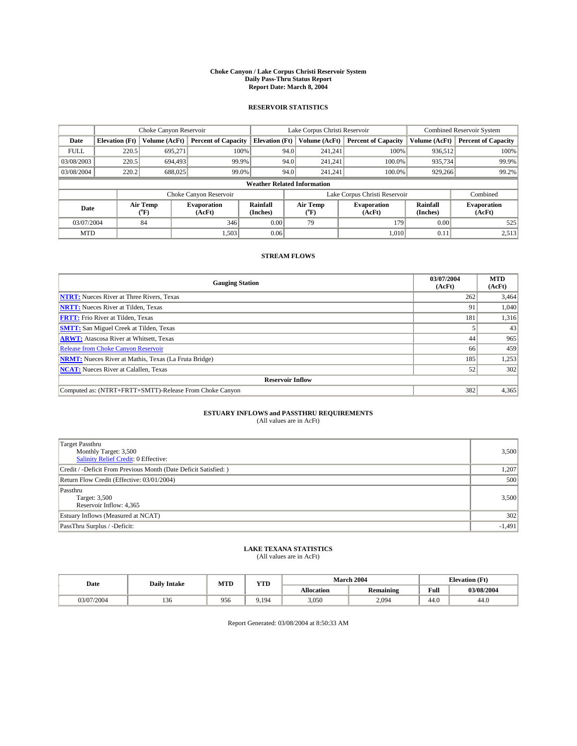# Choke Canyon / Lake Corpus Christi Reservoir System
## Daily Pass-Thru Status Report
## Report Date: March 8, 2004

### RESERVOIR STATISTICS

| | Choke Canyon Reservoir | | | Lake Corpus Christi Reservoir | | | Combined Reservoir System | |
|---|---|---|---|---|---|---|---|---|
| Date | Elevation (Ft) | Volume (AcFt) | Percent of Capacity | Elevation (Ft) | Volume (AcFt) | Percent of Capacity | Volume (AcFt) | Percent of Capacity |
| FULL | 220.5 | 695,271 | 100% | 94.0 | 241,241 | 100% | 936,512 | 100% |
| 03/08/2003 | 220.5 | 694,493 | 99.9% | 94.0 | 241,241 | 100.0% | 935,734 | 99.9% |
| 03/08/2004 | 220.2 | 688,025 | 99.0% | 94.0 | 241,241 | 100.0% | 929,266 | 99.2% |

**Weather Related Information**

| | Choke Canyon Reservoir | | | Lake Corpus Christi Reservoir | | | Combined |
|---|---|---|---|---|---|---|---|
| Date | Air Temp (°F) | Evaporation (AcFt) | Rainfall (Inches) | Air Temp (°F) | Evaporation (AcFt) | Rainfall (Inches) | Evaporation (AcFt) |
| 03/07/2004 | 84 | 346 | 0.00 | 79 | 179 | 0.00 | 525 |
| MTD | | 1,503 | 0.06 | | 1,010 | 0.11 | 2,513 |

### STREAM FLOWS

| Gauging Station | 03/07/2004 (AcFt) | MTD (AcFt) |
|---|---|---|
| NTRT: Nueces River at Three Rivers, Texas | 262 | 3,464 |
| NRTT: Nueces River at Tilden, Texas | 91 | 1,040 |
| FRTT: Frio River at Tilden, Texas | 181 | 1,316 |
| SMTT: San Miguel Creek at Tilden, Texas | 5 | 43 |
| ARWT: Atascosa River at Whitsett, Texas | 44 | 965 |
| Release from Choke Canyon Reservoir | 66 | 459 |
| NRMT: Nueces River at Mathis, Texas (La Fruta Bridge) | 185 | 1,253 |
| NCAT: Nueces River at Calallen, Texas | 52 | 302 |
| **Reservoir Inflow** | | |
| Computed as: (NTRT+FRTT+SMTT)-Release From Choke Canyon | 382 | 4,365 |

### ESTUARY INFLOWS and PASSTHRU REQUIREMENTS
(All values are in AcFt)

| | |
|---|---|
| Target Passthru<br>Monthly Target: 3,500<br>Salinity Relief Credit: 0 Effective: | 3,500 |
| Credit / -Deficit From Previous Month (Date Deficit Satisfied: ) | 1,207 |
| Return Flow Credit (Effective: 03/01/2004) | 500 |
| Passthru<br>Target: 3,500<br>Reservoir Inflow: 4,365 | 3,500 |
| Estuary Inflows (Measured at NCAT) | 302 |
| PassThru Surplus / -Deficit: | -1,491 |

### LAKE TEXANA STATISTICS
(All values are in AcFt)

| Date | Daily Intake | MTD | YTD | March 2004 | | Elevation (Ft) | |
|---|---|---|---|---|---|---|---|
| | | | | Allocation | Remaining | Full | 03/08/2004 |
| 03/07/2004 | 136 | 956 | 9,194 | 3,050 | 2,094 | 44.0 | 44.0 |

Report Generated: 03/08/2004 at 8:50:33 AM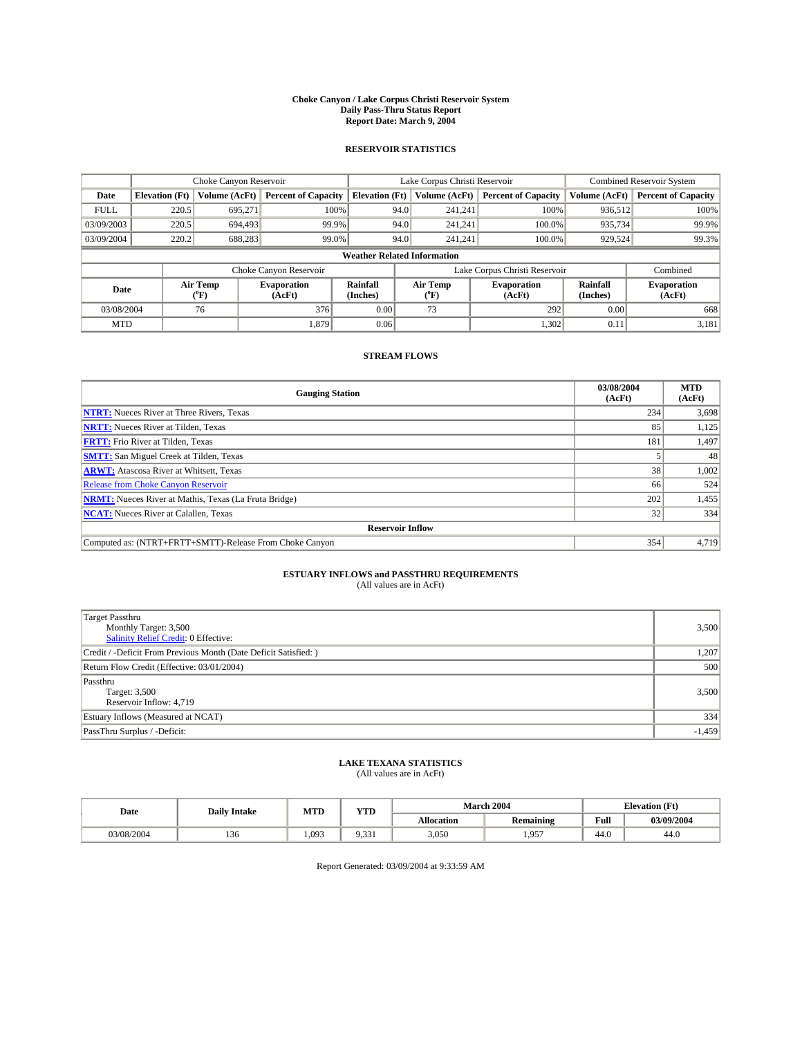**Choke Canyon / Lake Corpus Christi Reservoir System**
**Daily Pass-Thru Status Report**
**Report Date: March 9, 2004**

## RESERVOIR STATISTICS

| | Choke Canyon Reservoir | | | Lake Corpus Christi Reservoir | | | Combined Reservoir System | |
|---|---|---|---|---|---|---|---|---|
| **Date** | **Elevation (Ft)** | **Volume (AcFt)** | **Percent of Capacity** | **Elevation (Ft)** | **Volume (AcFt)** | **Percent of Capacity** | **Volume (AcFt)** | **Percent of Capacity** |
| FULL | 220.5 | 695,271 | 100% | 94.0 | 241,241 | 100% | 936,512 | 100% |
| 03/09/2003 | 220.5 | 694,493 | 99.9% | 94.0 | 241,241 | 100.0% | 935,734 | 99.9% |
| 03/09/2004 | 220.2 | 688,283 | 99.0% | 94.0 | 241,241 | 100.0% | 929,524 | 99.3% |

**Weather Related Information**

| | Choke Canyon Reservoir | | | Lake Corpus Christi Reservoir | | | Combined |
|---|---|---|---|---|---|---|---|
| **Date** | **Air Temp (°F)** | **Evaporation (AcFt)** | **Rainfall (Inches)** | **Air Temp (°F)** | **Evaporation (AcFt)** | **Rainfall (Inches)** | **Evaporation (AcFt)** |
| 03/08/2004 | 76 | 376 | 0.00 | 73 | 292 | 0.00 | 668 |
| MTD | | 1,879 | 0.06 | | 1,302 | 0.11 | 3,181 |

## STREAM FLOWS

| Gauging Station | 03/08/2004 (AcFt) | MTD (AcFt) |
|---|---|---|
| **NTRT:** Nueces River at Three Rivers, Texas | 234 | 3,698 |
| **NRTT:** Nueces River at Tilden, Texas | 85 | 1,125 |
| **FRTT:** Frio River at Tilden, Texas | 181 | 1,497 |
| **SMTT:** San Miguel Creek at Tilden, Texas | 5 | 48 |
| **ARWT:** Atascosa River at Whitsett, Texas | 38 | 1,002 |
| Release from Choke Canyon Reservoir | 66 | 524 |
| **NRMT:** Nueces River at Mathis, Texas (La Fruta Bridge) | 202 | 1,455 |
| **NCAT:** Nueces River at Calallen, Texas | 32 | 334 |
| **Reservoir Inflow** | | |
| Computed as: (NTRT+FRTT+SMTT)-Release From Choke Canyon | 354 | 4,719 |

## ESTUARY INFLOWS and PASSTHRU REQUIREMENTS

(All values are in AcFt)

| | |
|---|---|
| Target Passthru<br>Monthly Target: 3,500<br>Salinity Relief Credit: 0 Effective: | 3,500 |
| Credit / -Deficit From Previous Month (Date Deficit Satisfied: ) | 1,207 |
| Return Flow Credit (Effective: 03/01/2004) | 500 |
| Passthru<br>Target: 3,500<br>Reservoir Inflow: 4,719 | 3,500 |
| Estuary Inflows (Measured at NCAT) | 334 |
| PassThru Surplus / -Deficit: | -1,459 |

## LAKE TEXANA STATISTICS

(All values are in AcFt)

| Date | Daily Intake | MTD | YTD | March 2004 | | Elevation (Ft) | |
|---|---|---|---|---|---|---|---|
| | | | | **Allocation** | **Remaining** | **Full** | **03/09/2004** |
| 03/08/2004 | 136 | 1,093 | 9,331 | 3,050 | 1,957 | 44.0 | 44.0 |

Report Generated: 03/09/2004 at 9:33:59 AM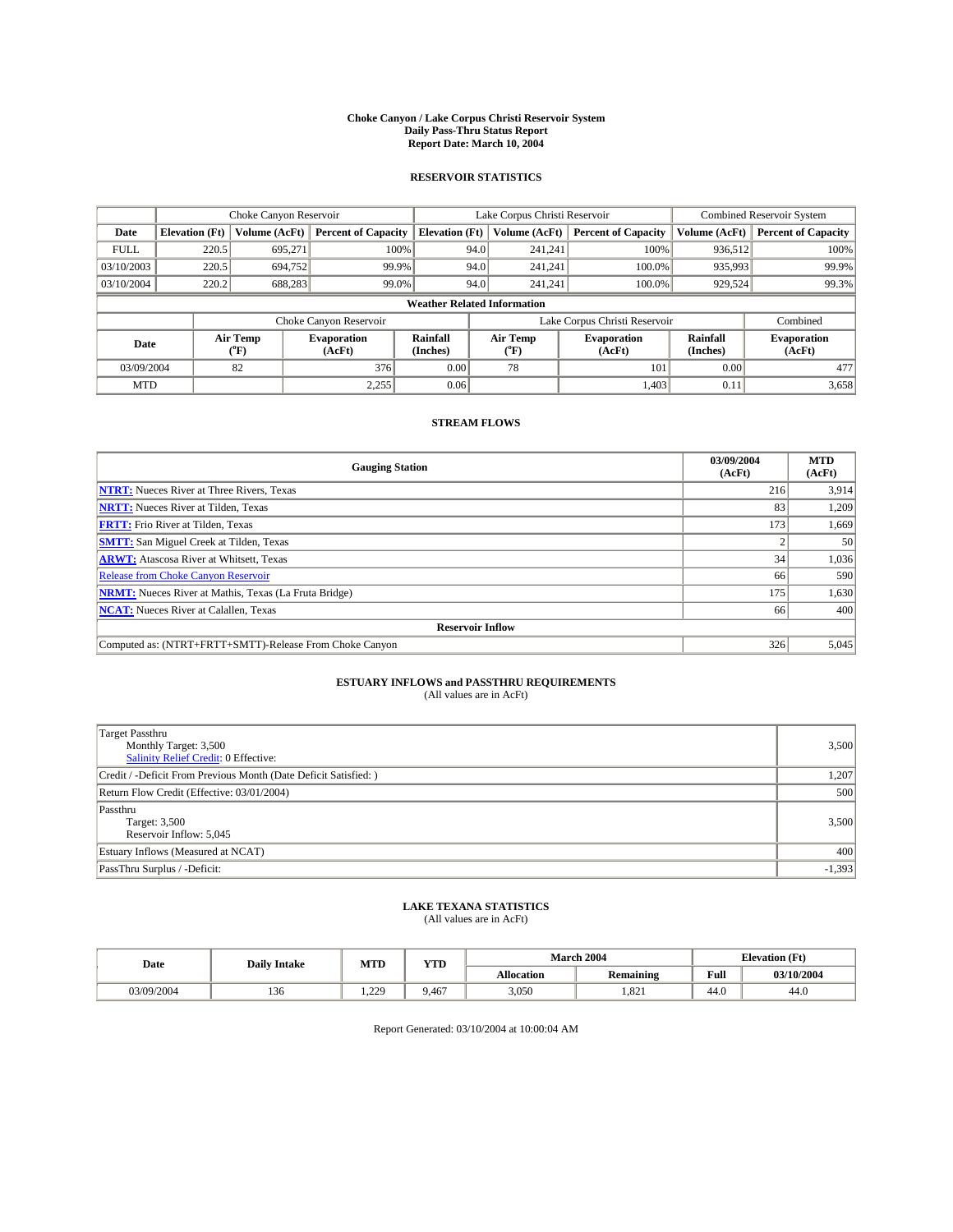# Choke Canyon / Lake Corpus Christi Reservoir System
## Daily Pass-Thru Status Report
## Report Date: March 10, 2004

### RESERVOIR STATISTICS

| | Choke Canyon Reservoir | | | Lake Corpus Christi Reservoir | | | Combined Reservoir System | |
|---|---|---|---|---|---|---|---|---|
| Date | Elevation (Ft) | Volume (AcFt) | Percent of Capacity | Elevation (Ft) | Volume (AcFt) | Percent of Capacity | Volume (AcFt) | Percent of Capacity |
| FULL | 220.5 | 695,271 | 100% | 94.0 | 241,241 | 100% | 936,512 | 100% |
| 03/10/2003 | 220.5 | 694,752 | 99.9% | 94.0 | 241,241 | 100.0% | 935,993 | 99.9% |
| 03/10/2004 | 220.2 | 688,283 | 99.0% | 94.0 | 241,241 | 100.0% | 929,524 | 99.3% |

**Weather Related Information**

| | Choke Canyon Reservoir | | | Lake Corpus Christi Reservoir | | | Combined |
|---|---|---|---|---|---|---|---|
| Date | Air Temp (°F) | Evaporation (AcFt) | Rainfall (Inches) | Air Temp (°F) | Evaporation (AcFt) | Rainfall (Inches) | Evaporation (AcFt) |
| 03/09/2004 | 82 | 376 | 0.00 | 78 | 101 | 0.00 | 477 |
| MTD | | 2,255 | 0.06 | | 1,403 | 0.11 | 3,658 |

### STREAM FLOWS

| Gauging Station | 03/09/2004 (AcFt) | MTD (AcFt) |
|---|---|---|
| NTRT: Nueces River at Three Rivers, Texas | 216 | 3,914 |
| NRTT: Nueces River at Tilden, Texas | 83 | 1,209 |
| FRTT: Frio River at Tilden, Texas | 173 | 1,669 |
| SMTT: San Miguel Creek at Tilden, Texas | 2 | 50 |
| ARWT: Atascosa River at Whitsett, Texas | 34 | 1,036 |
| Release from Choke Canyon Reservoir | 66 | 590 |
| NRMT: Nueces River at Mathis, Texas (La Fruta Bridge) | 175 | 1,630 |
| NCAT: Nueces River at Calallen, Texas | 66 | 400 |
| **Reservoir Inflow** | | |
| Computed as: (NTRT+FRTT+SMTT)-Release From Choke Canyon | 326 | 5,045 |

### ESTUARY INFLOWS and PASSTHRU REQUIREMENTS
(All values are in AcFt)

| | |
|---|---|
| Target Passthru<br>Monthly Target: 3,500<br>Salinity Relief Credit: 0 Effective: | 3,500 |
| Credit / -Deficit From Previous Month (Date Deficit Satisfied: ) | 1,207 |
| Return Flow Credit (Effective: 03/01/2004) | 500 |
| Passthru<br>Target: 3,500<br>Reservoir Inflow: 5,045 | 3,500 |
| Estuary Inflows (Measured at NCAT) | 400 |
| PassThru Surplus / -Deficit: | -1,393 |

### LAKE TEXANA STATISTICS
(All values are in AcFt)

| Date | Daily Intake | MTD | YTD | March 2004 | | Elevation (Ft) | |
|---|---|---|---|---|---|---|---|
| | | | | Allocation | Remaining | Full | 03/10/2004 |
| 03/09/2004 | 136 | 1,229 | 9,467 | 3,050 | 1,821 | 44.0 | 44.0 |

Report Generated: 03/10/2004 at 10:00:04 AM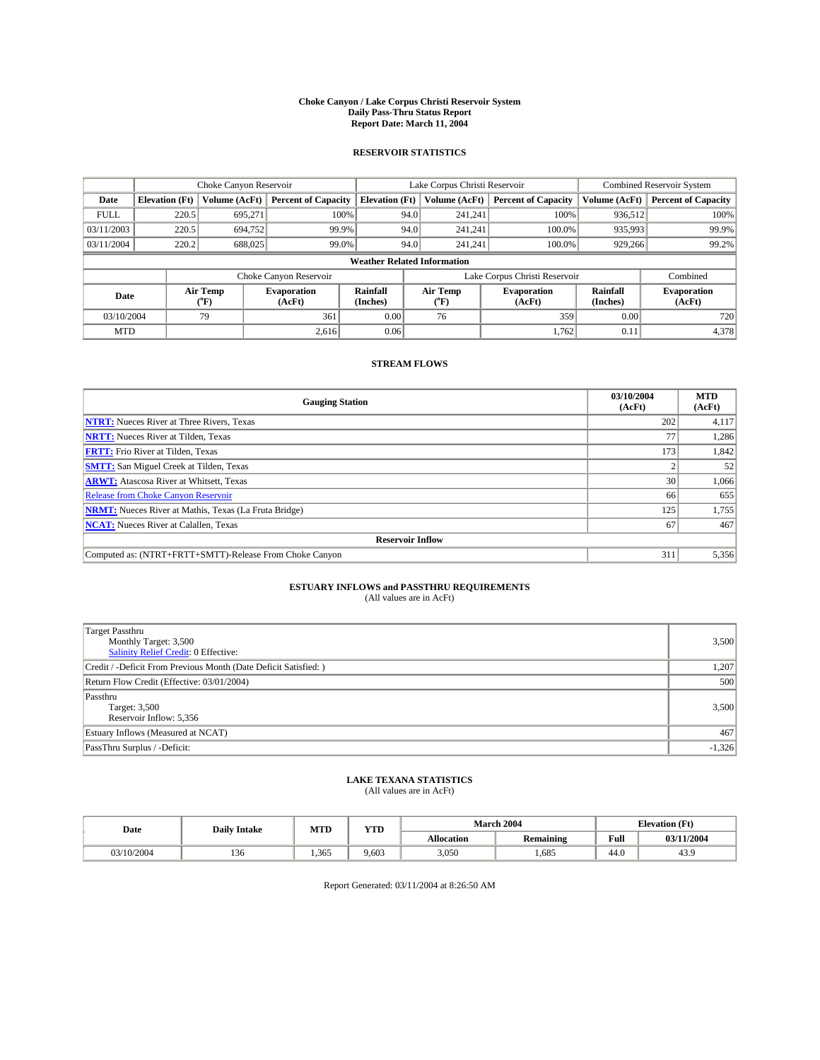# Choke Canyon / Lake Corpus Christi Reservoir System
## Daily Pass-Thru Status Report
## Report Date: March 11, 2004

### RESERVOIR STATISTICS

| | Choke Canyon Reservoir | | | Lake Corpus Christi Reservoir | | | Combined Reservoir System | |
|---|---|---|---|---|---|---|---|---|
| **Date** | **Elevation (Ft)** | **Volume (AcFt)** | **Percent of Capacity** | **Elevation (Ft)** | **Volume (AcFt)** | **Percent of Capacity** | **Volume (AcFt)** | **Percent of Capacity** |
| FULL | 220.5 | 695,271 | 100% | 94.0 | 241,241 | 100% | 936,512 | 100% |
| 03/11/2003 | 220.5 | 694,752 | 99.9% | 94.0 | 241,241 | 100.0% | 935,993 | 99.9% |
| 03/11/2004 | 220.2 | 688,025 | 99.0% | 94.0 | 241,241 | 100.0% | 929,266 | 99.2% |

**Weather Related Information**

| | Choke Canyon Reservoir | | | Lake Corpus Christi Reservoir | | | Combined |
|---|---|---|---|---|---|---|---|
| **Date** | **Air Temp (°F)** | **Evaporation (AcFt)** | **Rainfall (Inches)** | **Air Temp (°F)** | **Evaporation (AcFt)** | **Rainfall (Inches)** | **Evaporation (AcFt)** |
| 03/10/2004 | 79 | 361 | 0.00 | 76 | 359 | 0.00 | 720 |
| MTD | | 2,616 | 0.06 | | 1,762 | 0.11 | 4,378 |

### STREAM FLOWS

| Gauging Station | 03/10/2004 (AcFt) | MTD (AcFt) |
|---|---|---|
| **NTRT:** Nueces River at Three Rivers, Texas | 202 | 4,117 |
| **NRTT:** Nueces River at Tilden, Texas | 77 | 1,286 |
| **FRTT:** Frio River at Tilden, Texas | 173 | 1,842 |
| **SMTT:** San Miguel Creek at Tilden, Texas | 2 | 52 |
| **ARWT:** Atascosa River at Whitsett, Texas | 30 | 1,066 |
| Release from Choke Canyon Reservoir | 66 | 655 |
| **NRMT:** Nueces River at Mathis, Texas (La Fruta Bridge) | 125 | 1,755 |
| **NCAT:** Nueces River at Calallen, Texas | 67 | 467 |
| **Reservoir Inflow** | | |
| Computed as: (NTRT+FRTT+SMTT)-Release From Choke Canyon | 311 | 5,356 |

### ESTUARY INFLOWS and PASSTHRU REQUIREMENTS
(All values are in AcFt)

| | |
|---|---|
| Target Passthru<br>Monthly Target: 3,500<br>Salinity Relief Credit: 0 Effective: | 3,500 |
| Credit / -Deficit From Previous Month (Date Deficit Satisfied: ) | 1,207 |
| Return Flow Credit (Effective: 03/01/2004) | 500 |
| Passthru<br>Target: 3,500<br>Reservoir Inflow: 5,356 | 3,500 |
| Estuary Inflows (Measured at NCAT) | 467 |
| PassThru Surplus / -Deficit: | -1,326 |

### LAKE TEXANA STATISTICS
(All values are in AcFt)

| Date | Daily Intake | MTD | YTD | March 2004 | | Elevation (Ft) | |
|---|---|---|---|---|---|---|---|
| | | | | **Allocation** | **Remaining** | **Full** | **03/11/2004** |
| 03/10/2004 | 136 | 1,365 | 9,603 | 3,050 | 1,685 | 44.0 | 43.9 |

Report Generated: 03/11/2004 at 8:26:50 AM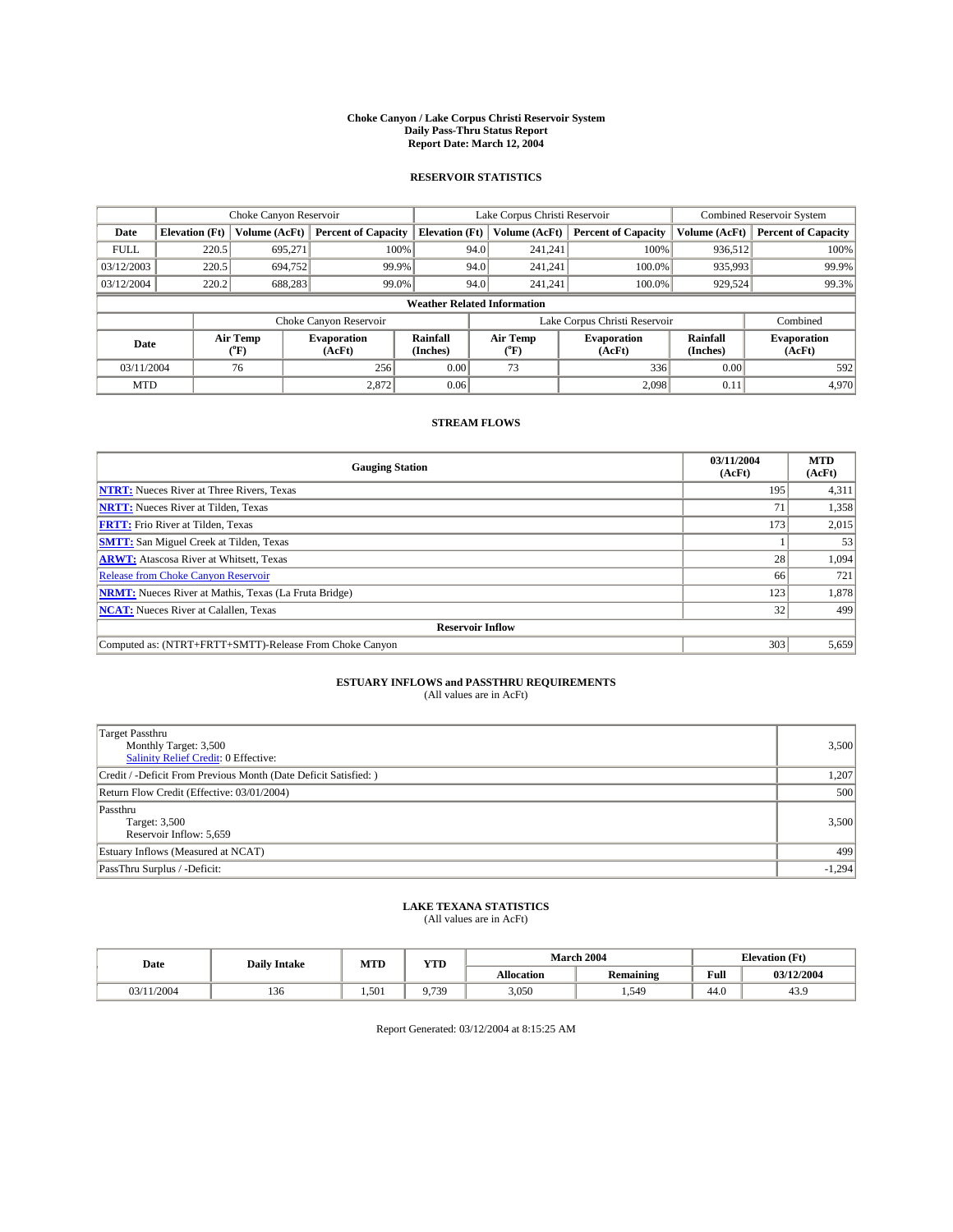**Choke Canyon / Lake Corpus Christi Reservoir System**
**Daily Pass-Thru Status Report**
**Report Date: March 12, 2004**

## RESERVOIR STATISTICS

| | Choke Canyon Reservoir | | | Lake Corpus Christi Reservoir | | | Combined Reservoir System | |
|---|---|---|---|---|---|---|---|---|
| Date | Elevation (Ft) | Volume (AcFt) | Percent of Capacity | Elevation (Ft) | Volume (AcFt) | Percent of Capacity | Volume (AcFt) | Percent of Capacity |
| FULL | 220.5 | 695,271 | 100% | 94.0 | 241,241 | 100% | 936,512 | 100% |
| 03/12/2003 | 220.5 | 694,752 | 99.9% | 94.0 | 241,241 | 100.0% | 935,993 | 99.9% |
| 03/12/2004 | 220.2 | 688,283 | 99.0% | 94.0 | 241,241 | 100.0% | 929,524 | 99.3% |

**Weather Related Information**

| | Choke Canyon Reservoir | | | Lake Corpus Christi Reservoir | | | Combined |
|---|---|---|---|---|---|---|---|
| Date | Air Temp (°F) | Evaporation (AcFt) | Rainfall (Inches) | Air Temp (°F) | Evaporation (AcFt) | Rainfall (Inches) | Evaporation (AcFt) |
| 03/11/2004 | 76 | 256 | 0.00 | 73 | 336 | 0.00 | 592 |
| MTD | | 2,872 | 0.06 | | 2,098 | 0.11 | 4,970 |

## STREAM FLOWS

| Gauging Station | 03/11/2004 (AcFt) | MTD (AcFt) |
|---|---|---|
| **NTRT:** Nueces River at Three Rivers, Texas | 195 | 4,311 |
| **NRTT:** Nueces River at Tilden, Texas | 71 | 1,358 |
| **FRTT:** Frio River at Tilden, Texas | 173 | 2,015 |
| **SMTT:** San Miguel Creek at Tilden, Texas | 1 | 53 |
| **ARWT:** Atascosa River at Whitsett, Texas | 28 | 1,094 |
| Release from Choke Canyon Reservoir | 66 | 721 |
| **NRMT:** Nueces River at Mathis, Texas (La Fruta Bridge) | 123 | 1,878 |
| **NCAT:** Nueces River at Calallen, Texas | 32 | 499 |
| **Reservoir Inflow** | | |
| Computed as: (NTRT+FRTT+SMTT)-Release From Choke Canyon | 303 | 5,659 |

## ESTUARY INFLOWS and PASSTHRU REQUIREMENTS
(All values are in AcFt)

| | |
|---|---|
| Target Passthru<br>Monthly Target: 3,500<br>Salinity Relief Credit: 0 Effective: | 3,500 |
| Credit / -Deficit From Previous Month (Date Deficit Satisfied: ) | 1,207 |
| Return Flow Credit (Effective: 03/01/2004) | 500 |
| Passthru<br>Target: 3,500<br>Reservoir Inflow: 5,659 | 3,500 |
| Estuary Inflows (Measured at NCAT) | 499 |
| PassThru Surplus / -Deficit: | -1,294 |

## LAKE TEXANA STATISTICS
(All values are in AcFt)

| Date | Daily Intake | MTD | YTD | March 2004 | | Elevation (Ft) | |
|---|---|---|---|---|---|---|---|
| | | | | Allocation | Remaining | Full | 03/12/2004 |
| 03/11/2004 | 136 | 1,501 | 9,739 | 3,050 | 1,549 | 44.0 | 43.9 |

Report Generated: 03/12/2004 at 8:15:25 AM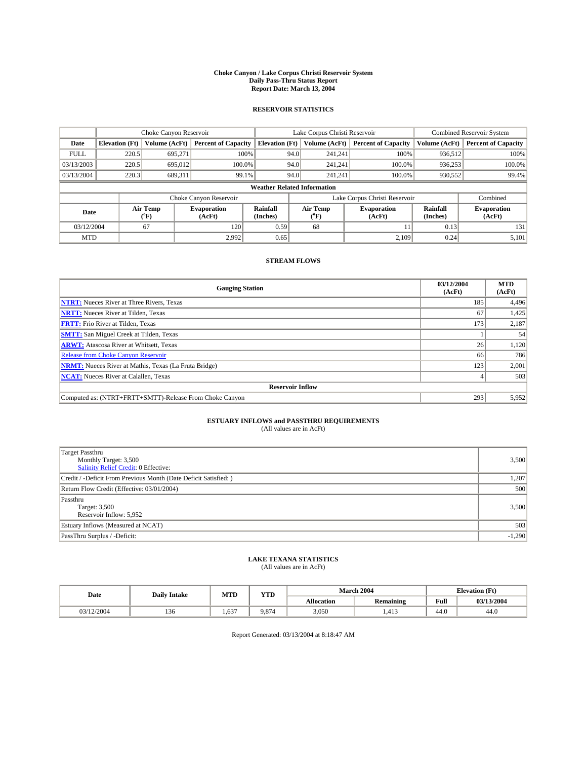**Choke Canyon / Lake Corpus Christi Reservoir System**
**Daily Pass-Thru Status Report**
**Report Date: March 13, 2004**

## RESERVOIR STATISTICS

| | Choke Canyon Reservoir | | | Lake Corpus Christi Reservoir | | | Combined Reservoir System | |
|---|---|---|---|---|---|---|---|---|
| Date | Elevation (Ft) | Volume (AcFt) | Percent of Capacity | Elevation (Ft) | Volume (AcFt) | Percent of Capacity | Volume (AcFt) | Percent of Capacity |
| FULL | 220.5 | 695,271 | 100% | 94.0 | 241,241 | 100% | 936,512 | 100% |
| 03/13/2003 | 220.5 | 695,012 | 100.0% | 94.0 | 241,241 | 100.0% | 936,253 | 100.0% |
| 03/13/2004 | 220.3 | 689,311 | 99.1% | 94.0 | 241,241 | 100.0% | 930,552 | 99.4% |

**Weather Related Information**

| | Choke Canyon Reservoir | | | Lake Corpus Christi Reservoir | | | Combined |
|---|---|---|---|---|---|---|---|
| Date | Air Temp (°F) | Evaporation (AcFt) | Rainfall (Inches) | Air Temp (°F) | Evaporation (AcFt) | Rainfall (Inches) | Evaporation (AcFt) |
| 03/12/2004 | 67 | 120 | 0.59 | 68 | 11 | 0.13 | 131 |
| MTD | | 2,992 | 0.65 | | 2,109 | 0.24 | 5,101 |

## STREAM FLOWS

| Gauging Station | 03/12/2004 (AcFt) | MTD (AcFt) |
|---|---|---|
| NTRT: Nueces River at Three Rivers, Texas | 185 | 4,496 |
| NRTT: Nueces River at Tilden, Texas | 67 | 1,425 |
| FRTT: Frio River at Tilden, Texas | 173 | 2,187 |
| SMTT: San Miguel Creek at Tilden, Texas | 1 | 54 |
| ARWT: Atascosa River at Whitsett, Texas | 26 | 1,120 |
| Release from Choke Canyon Reservoir | 66 | 786 |
| NRMT: Nueces River at Mathis, Texas (La Fruta Bridge) | 123 | 2,001 |
| NCAT: Nueces River at Calallen, Texas | 4 | 503 |
| **Reservoir Inflow** | | |
| Computed as: (NTRT+FRTT+SMTT)-Release From Choke Canyon | 293 | 5,952 |

## ESTUARY INFLOWS and PASSTHRU REQUIREMENTS

(All values are in AcFt)

| | |
|---|---|
| Target Passthru<br>Monthly Target: 3,500<br>Salinity Relief Credit: 0 Effective: | 3,500 |
| Credit / -Deficit From Previous Month (Date Deficit Satisfied: ) | 1,207 |
| Return Flow Credit (Effective: 03/01/2004) | 500 |
| Passthru<br>Target: 3,500<br>Reservoir Inflow: 5,952 | 3,500 |
| Estuary Inflows (Measured at NCAT) | 503 |
| PassThru Surplus / -Deficit: | -1,290 |

## LAKE TEXANA STATISTICS

(All values are in AcFt)

| Date | Daily Intake | MTD | YTD | March 2004 | | Elevation (Ft) | |
|---|---|---|---|---|---|---|---|
| | | | | Allocation | Remaining | Full | 03/13/2004 |
| 03/12/2004 | 136 | 1,637 | 9,874 | 3,050 | 1,413 | 44.0 | 44.0 |

Report Generated: 03/13/2004 at 8:18:47 AM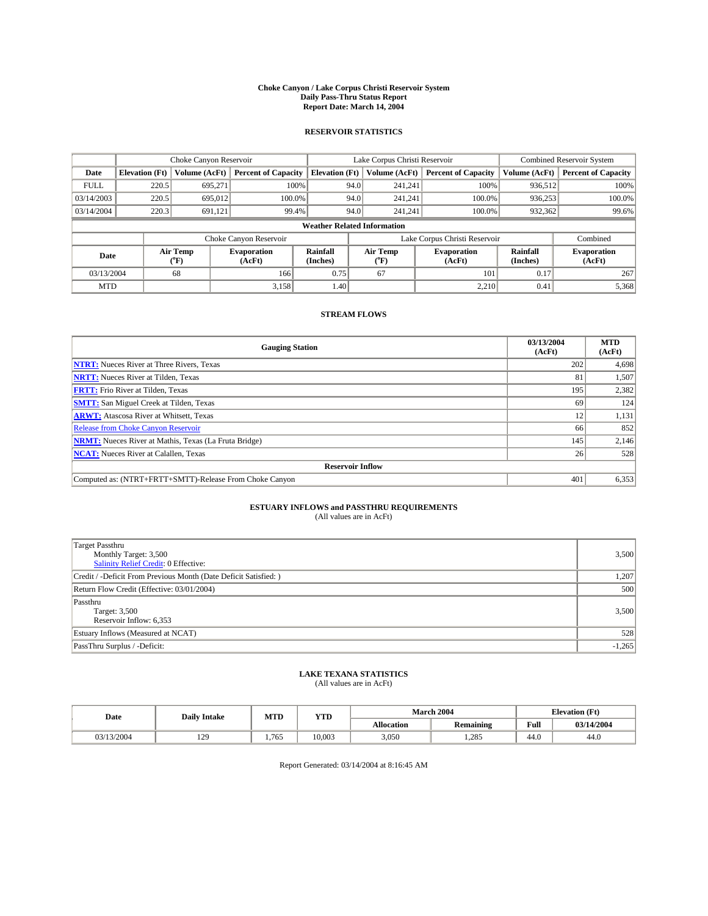# Choke Canyon / Lake Corpus Christi Reservoir System
# Daily Pass-Thru Status Report
# Report Date: March 14, 2004

## RESERVOIR STATISTICS

| | Choke Canyon Reservoir | | | Lake Corpus Christi Reservoir | | | Combined Reservoir System | |
|---|---|---|---|---|---|---|---|---|
| Date | Elevation (Ft) | Volume (AcFt) | Percent of Capacity | Elevation (Ft) | Volume (AcFt) | Percent of Capacity | Volume (AcFt) | Percent of Capacity |
| FULL | 220.5 | 695,271 | 100% | 94.0 | 241,241 | 100% | 936,512 | 100% |
| 03/14/2003 | 220.5 | 695,012 | 100.0% | 94.0 | 241,241 | 100.0% | 936,253 | 100.0% |
| 03/14/2004 | 220.3 | 691,121 | 99.4% | 94.0 | 241,241 | 100.0% | 932,362 | 99.6% |

**Weather Related Information**

| | Choke Canyon Reservoir | | | Lake Corpus Christi Reservoir | | | Combined |
|---|---|---|---|---|---|---|---|
| Date | Air Temp (°F) | Evaporation (AcFt) | Rainfall (Inches) | Air Temp (°F) | Evaporation (AcFt) | Rainfall (Inches) | Evaporation (AcFt) |
| 03/13/2004 | 68 | 166 | 0.75 | 67 | 101 | 0.17 | 267 |
| MTD | | 3,158 | 1.40 | | 2,210 | 0.41 | 5,368 |

## STREAM FLOWS

| Gauging Station | 03/13/2004 (AcFt) | MTD (AcFt) |
|---|---|---|
| NTRT: Nueces River at Three Rivers, Texas | 202 | 4,698 |
| NRTT: Nueces River at Tilden, Texas | 81 | 1,507 |
| FRTT: Frio River at Tilden, Texas | 195 | 2,382 |
| SMTT: San Miguel Creek at Tilden, Texas | 69 | 124 |
| ARWT: Atascosa River at Whitsett, Texas | 12 | 1,131 |
| Release from Choke Canyon Reservoir | 66 | 852 |
| NRMT: Nueces River at Mathis, Texas (La Fruta Bridge) | 145 | 2,146 |
| NCAT: Nueces River at Calallen, Texas | 26 | 528 |
| **Reservoir Inflow** | | |
| Computed as: (NTRT+FRTT+SMTT)-Release From Choke Canyon | 401 | 6,353 |

## ESTUARY INFLOWS and PASSTHRU REQUIREMENTS
(All values are in AcFt)

| | |
|---|---|
| Target Passthru<br>Monthly Target: 3,500<br>Salinity Relief Credit: 0 Effective: | 3,500 |
| Credit / -Deficit From Previous Month (Date Deficit Satisfied: ) | 1,207 |
| Return Flow Credit (Effective: 03/01/2004) | 500 |
| Passthru<br>Target: 3,500<br>Reservoir Inflow: 6,353 | 3,500 |
| Estuary Inflows (Measured at NCAT) | 528 |
| PassThru Surplus / -Deficit: | -1,265 |

## LAKE TEXANA STATISTICS
(All values are in AcFt)

| Date | Daily Intake | MTD | YTD | March 2004 | | Elevation (Ft) | |
|---|---|---|---|---|---|---|---|
| | | | | Allocation | Remaining | Full | 03/14/2004 |
| 03/13/2004 | 129 | 1,765 | 10,003 | 3,050 | 1,285 | 44.0 | 44.0 |

Report Generated: 03/14/2004 at 8:16:45 AM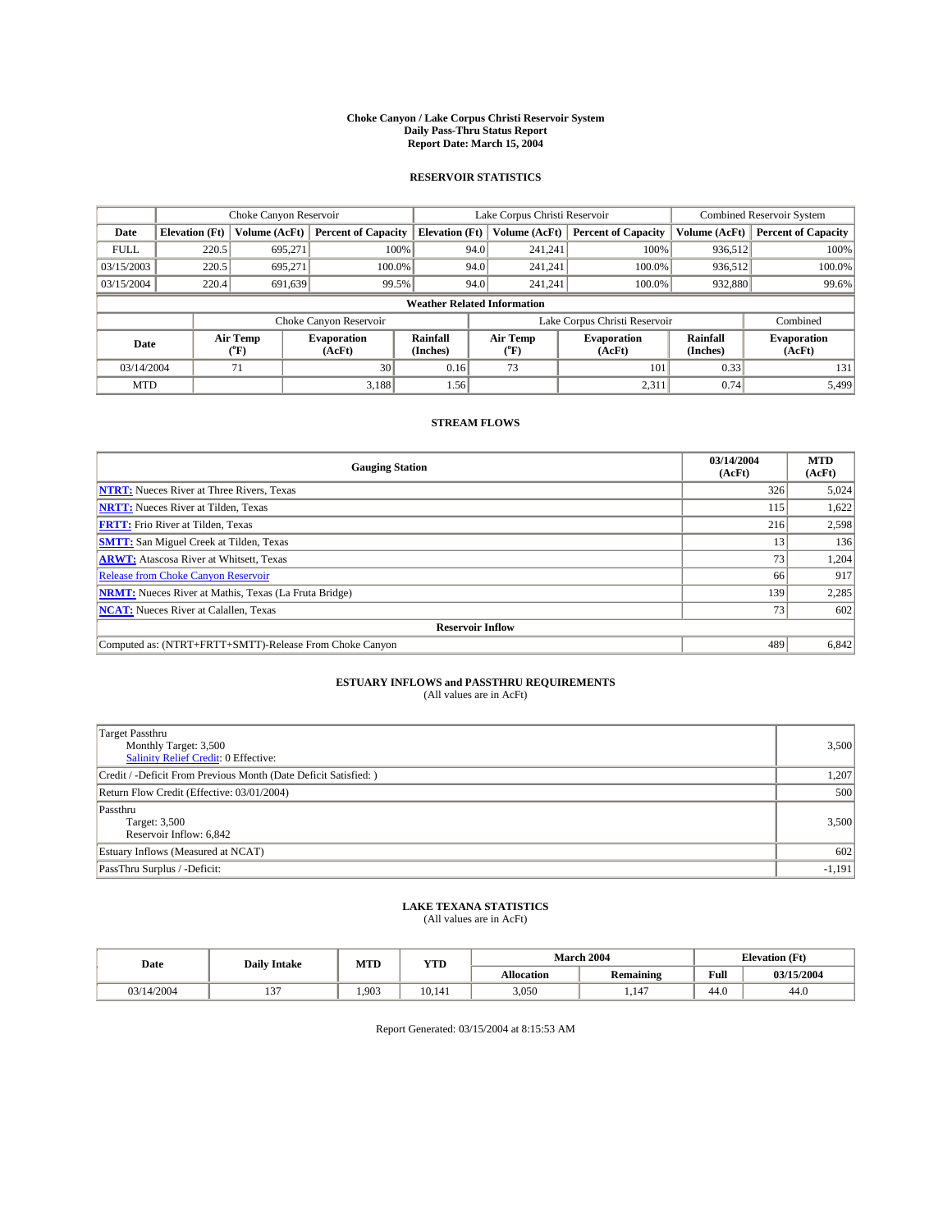**Choke Canyon / Lake Corpus Christi Reservoir System**
**Daily Pass-Thru Status Report**
**Report Date: March 15, 2004**

## RESERVOIR STATISTICS

| | Choke Canyon Reservoir | | | Lake Corpus Christi Reservoir | | | Combined Reservoir System | |
|---|---|---|---|---|---|---|---|---|
| **Date** | **Elevation (Ft)** | **Volume (AcFt)** | **Percent of Capacity** | **Elevation (Ft)** | **Volume (AcFt)** | **Percent of Capacity** | **Volume (AcFt)** | **Percent of Capacity** |
| FULL | 220.5 | 695,271 | 100% | 94.0 | 241,241 | 100% | 936,512 | 100% |
| 03/15/2003 | 220.5 | 695,271 | 100.0% | 94.0 | 241,241 | 100.0% | 936,512 | 100.0% |
| 03/15/2004 | 220.4 | 691,639 | 99.5% | 94.0 | 241,241 | 100.0% | 932,880 | 99.6% |

**Weather Related Information**

| | Choke Canyon Reservoir | | | Lake Corpus Christi Reservoir | | | Combined |
|---|---|---|---|---|---|---|---|
| **Date** | **Air Temp (°F)** | **Evaporation (AcFt)** | **Rainfall (Inches)** | **Air Temp (°F)** | **Evaporation (AcFt)** | **Rainfall (Inches)** | **Evaporation (AcFt)** |
| 03/14/2004 | 71 | 30 | 0.16 | 73 | 101 | 0.33 | 131 |
| MTD | | 3,188 | 1.56 | | 2,311 | 0.74 | 5,499 |

## STREAM FLOWS

| Gauging Station | 03/14/2004 (AcFt) | MTD (AcFt) |
|---|---|---|
| **NTRT:** Nueces River at Three Rivers, Texas | 326 | 5,024 |
| **NRTT:** Nueces River at Tilden, Texas | 115 | 1,622 |
| **FRTT:** Frio River at Tilden, Texas | 216 | 2,598 |
| **SMTT:** San Miguel Creek at Tilden, Texas | 13 | 136 |
| **ARWT:** Atascosa River at Whitsett, Texas | 73 | 1,204 |
| Release from Choke Canyon Reservoir | 66 | 917 |
| **NRMT:** Nueces River at Mathis, Texas (La Fruta Bridge) | 139 | 2,285 |
| **NCAT:** Nueces River at Calallen, Texas | 73 | 602 |
| **Reservoir Inflow** | | |
| Computed as: (NTRT+FRTT+SMTT)-Release From Choke Canyon | 489 | 6,842 |

## ESTUARY INFLOWS and PASSTHRU REQUIREMENTS

(All values are in AcFt)

| | |
|---|---|
| Target Passthru<br>Monthly Target: 3,500<br>Salinity Relief Credit: 0 Effective: | 3,500 |
| Credit / -Deficit From Previous Month (Date Deficit Satisfied: ) | 1,207 |
| Return Flow Credit (Effective: 03/01/2004) | 500 |
| Passthru<br>Target: 3,500<br>Reservoir Inflow: 6,842 | 3,500 |
| Estuary Inflows (Measured at NCAT) | 602 |
| PassThru Surplus / -Deficit: | -1,191 |

## LAKE TEXANA STATISTICS

(All values are in AcFt)

| Date | Daily Intake | MTD | YTD | March 2004 | | Elevation (Ft) | |
|---|---|---|---|---|---|---|---|
| | | | | **Allocation** | **Remaining** | **Full** | **03/15/2004** |
| 03/14/2004 | 137 | 1,903 | 10,141 | 3,050 | 1,147 | 44.0 | 44.0 |

Report Generated: 03/15/2004 at 8:15:53 AM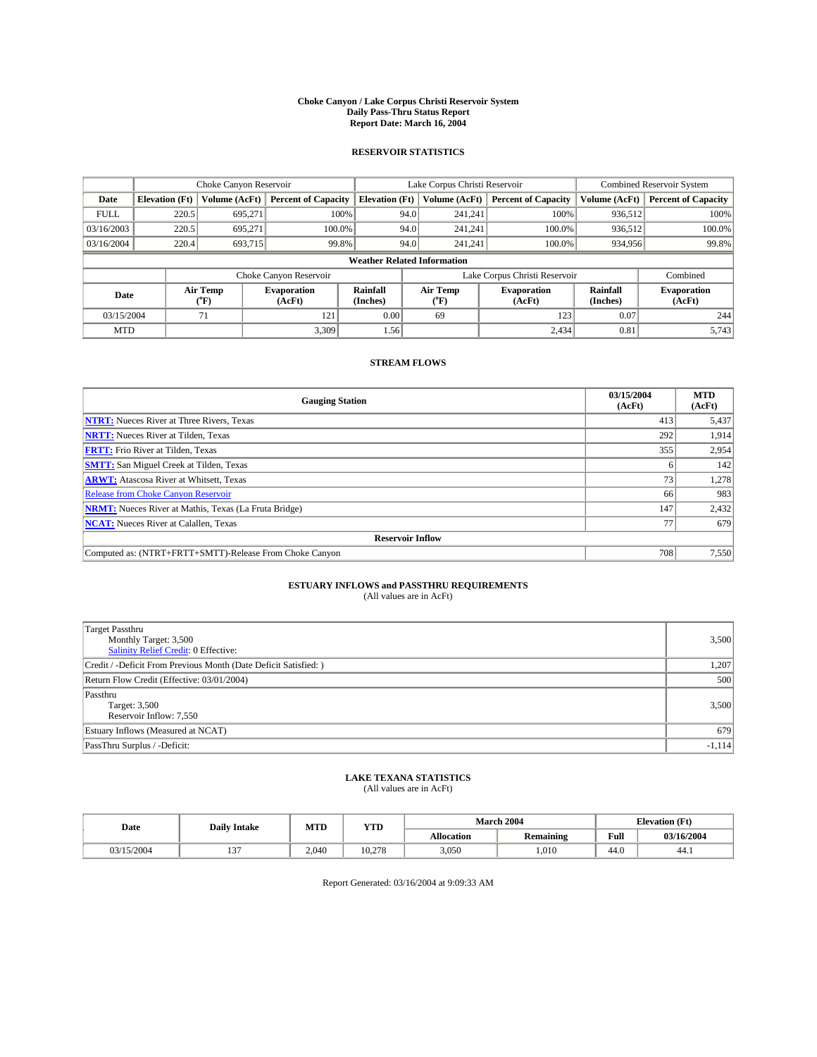# Choke Canyon / Lake Corpus Christi Reservoir System
## Daily Pass-Thru Status Report
## Report Date: March 16, 2004

### RESERVOIR STATISTICS

| | Choke Canyon Reservoir | | | Lake Corpus Christi Reservoir | | | Combined Reservoir System | |
|---|---|---|---|---|---|---|---|---|
| Date | Elevation (Ft) | Volume (AcFt) | Percent of Capacity | Elevation (Ft) | Volume (AcFt) | Percent of Capacity | Volume (AcFt) | Percent of Capacity |
| FULL | 220.5 | 695,271 | 100% | 94.0 | 241,241 | 100% | 936,512 | 100% |
| 03/16/2003 | 220.5 | 695,271 | 100.0% | 94.0 | 241,241 | 100.0% | 936,512 | 100.0% |
| 03/16/2004 | 220.4 | 693,715 | 99.8% | 94.0 | 241,241 | 100.0% | 934,956 | 99.8% |

**Weather Related Information**

| | Choke Canyon Reservoir | | | Lake Corpus Christi Reservoir | | | Combined |
|---|---|---|---|---|---|---|---|
| Date | Air Temp (°F) | Evaporation (AcFt) | Rainfall (Inches) | Air Temp (°F) | Evaporation (AcFt) | Rainfall (Inches) | Evaporation (AcFt) |
| 03/15/2004 | 71 | 121 | 0.00 | 69 | 123 | 0.07 | 244 |
| MTD | | 3,309 | 1.56 | | 2,434 | 0.81 | 5,743 |

### STREAM FLOWS

| Gauging Station | 03/15/2004 (AcFt) | MTD (AcFt) |
|---|---|---|
| **NTRT:** Nueces River at Three Rivers, Texas | 413 | 5,437 |
| **NRTT:** Nueces River at Tilden, Texas | 292 | 1,914 |
| **FRTT:** Frio River at Tilden, Texas | 355 | 2,954 |
| **SMTT:** San Miguel Creek at Tilden, Texas | 6 | 142 |
| **ARWT:** Atascosa River at Whitsett, Texas | 73 | 1,278 |
| Release from Choke Canyon Reservoir | 66 | 983 |
| **NRMT:** Nueces River at Mathis, Texas (La Fruta Bridge) | 147 | 2,432 |
| **NCAT:** Nueces River at Calallen, Texas | 77 | 679 |
| **Reservoir Inflow** | | |
| Computed as: (NTRT+FRTT+SMTT)-Release From Choke Canyon | 708 | 7,550 |

### ESTUARY INFLOWS and PASSTHRU REQUIREMENTS
(All values are in AcFt)

| | |
|---|---|
| Target Passthru<br>Monthly Target: 3,500<br>Salinity Relief Credit: 0 Effective: | 3,500 |
| Credit / -Deficit From Previous Month (Date Deficit Satisfied: ) | 1,207 |
| Return Flow Credit (Effective: 03/01/2004) | 500 |
| Passthru<br>Target: 3,500<br>Reservoir Inflow: 7,550 | 3,500 |
| Estuary Inflows (Measured at NCAT) | 679 |
| PassThru Surplus / -Deficit: | -1,114 |

### LAKE TEXANA STATISTICS
(All values are in AcFt)

| Date | Daily Intake | MTD | YTD | March 2004 | | Elevation (Ft) | |
|---|---|---|---|---|---|---|---|
| | | | | Allocation | Remaining | Full | 03/16/2004 |
| 03/15/2004 | 137 | 2,040 | 10,278 | 3,050 | 1,010 | 44.0 | 44.1 |

Report Generated: 03/16/2004 at 9:09:33 AM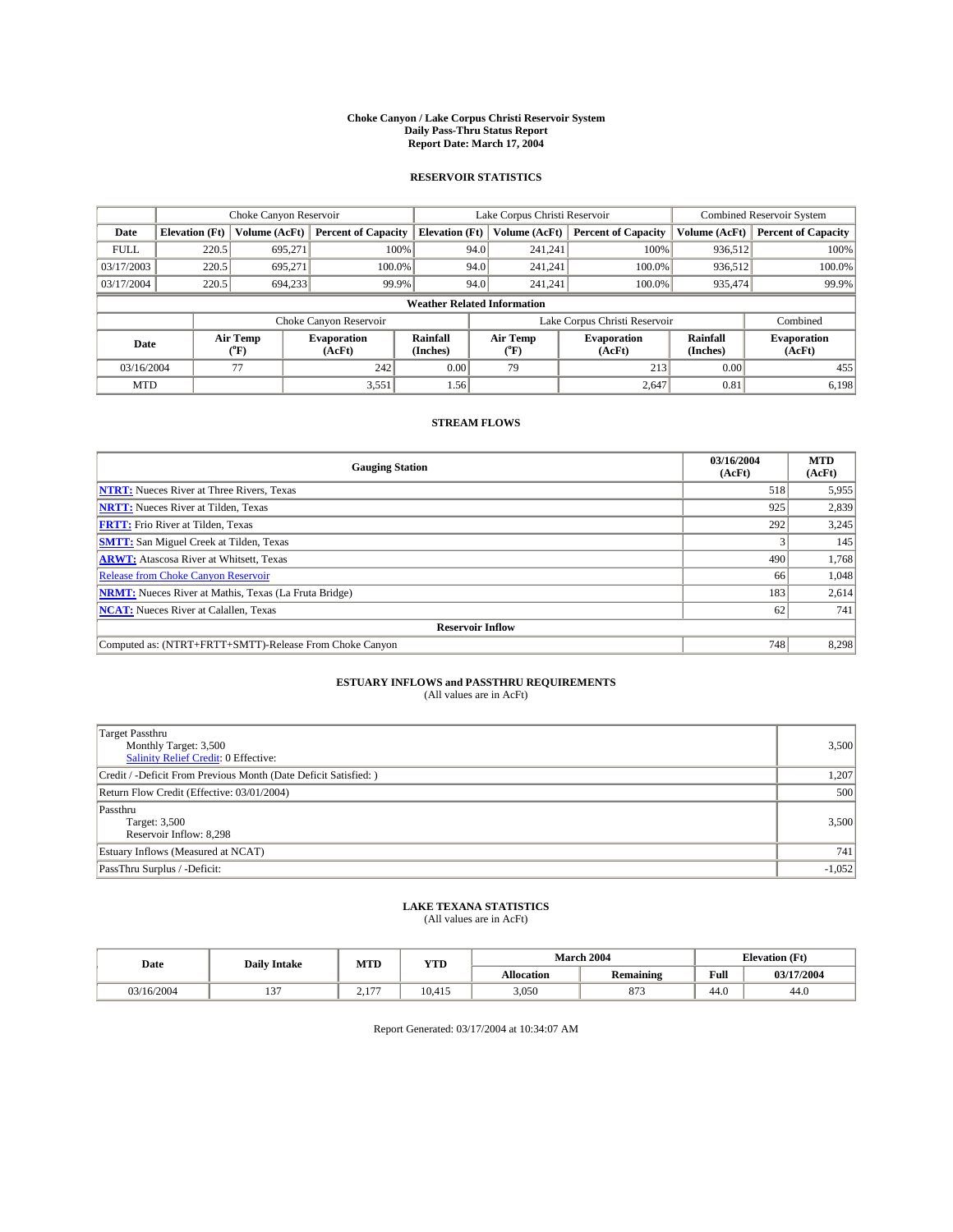# Choke Canyon / Lake Corpus Christi Reservoir System
## Daily Pass-Thru Status Report
## Report Date: March 17, 2004

### RESERVOIR STATISTICS

| | Choke Canyon Reservoir | | | Lake Corpus Christi Reservoir | | | Combined Reservoir System | |
|---|---|---|---|---|---|---|---|---|
| Date | Elevation (Ft) | Volume (AcFt) | Percent of Capacity | Elevation (Ft) | Volume (AcFt) | Percent of Capacity | Volume (AcFt) | Percent of Capacity |
| FULL | 220.5 | 695,271 | 100% | 94.0 | 241,241 | 100% | 936,512 | 100% |
| 03/17/2003 | 220.5 | 695,271 | 100.0% | 94.0 | 241,241 | 100.0% | 936,512 | 100.0% |
| 03/17/2004 | 220.5 | 694,233 | 99.9% | 94.0 | 241,241 | 100.0% | 935,474 | 99.9% |

**Weather Related Information**

| | Choke Canyon Reservoir | | | Lake Corpus Christi Reservoir | | | Combined |
|---|---|---|---|---|---|---|---|
| Date | Air Temp (°F) | Evaporation (AcFt) | Rainfall (Inches) | Air Temp (°F) | Evaporation (AcFt) | Rainfall (Inches) | Evaporation (AcFt) |
| 03/16/2004 | 77 | 242 | 0.00 | 79 | 213 | 0.00 | 455 |
| MTD | | 3,551 | 1.56 | | 2,647 | 0.81 | 6,198 |

### STREAM FLOWS

| Gauging Station | 03/16/2004 (AcFt) | MTD (AcFt) |
|---|---|---|
| NTRT: Nueces River at Three Rivers, Texas | 518 | 5,955 |
| NRTT: Nueces River at Tilden, Texas | 925 | 2,839 |
| FRTT: Frio River at Tilden, Texas | 292 | 3,245 |
| SMTT: San Miguel Creek at Tilden, Texas | 3 | 145 |
| ARWT: Atascosa River at Whitsett, Texas | 490 | 1,768 |
| Release from Choke Canyon Reservoir | 66 | 1,048 |
| NRMT: Nueces River at Mathis, Texas (La Fruta Bridge) | 183 | 2,614 |
| NCAT: Nueces River at Calallen, Texas | 62 | 741 |
| **Reservoir Inflow** | | |
| Computed as: (NTRT+FRTT+SMTT)-Release From Choke Canyon | 748 | 8,298 |

### ESTUARY INFLOWS and PASSTHRU REQUIREMENTS
(All values are in AcFt)

| | |
|---|---|
| Target Passthru<br>Monthly Target: 3,500<br>Salinity Relief Credit: 0 Effective: | 3,500 |
| Credit / -Deficit From Previous Month (Date Deficit Satisfied: ) | 1,207 |
| Return Flow Credit (Effective: 03/01/2004) | 500 |
| Passthru<br>Target: 3,500<br>Reservoir Inflow: 8,298 | 3,500 |
| Estuary Inflows (Measured at NCAT) | 741 |
| PassThru Surplus / -Deficit: | -1,052 |

### LAKE TEXANA STATISTICS
(All values are in AcFt)

| Date | Daily Intake | MTD | YTD | March 2004 | | Elevation (Ft) | |
|---|---|---|---|---|---|---|---|
| | | | | Allocation | Remaining | Full | 03/17/2004 |
| 03/16/2004 | 137 | 2,177 | 10,415 | 3,050 | 873 | 44.0 | 44.0 |

Report Generated: 03/17/2004 at 10:34:07 AM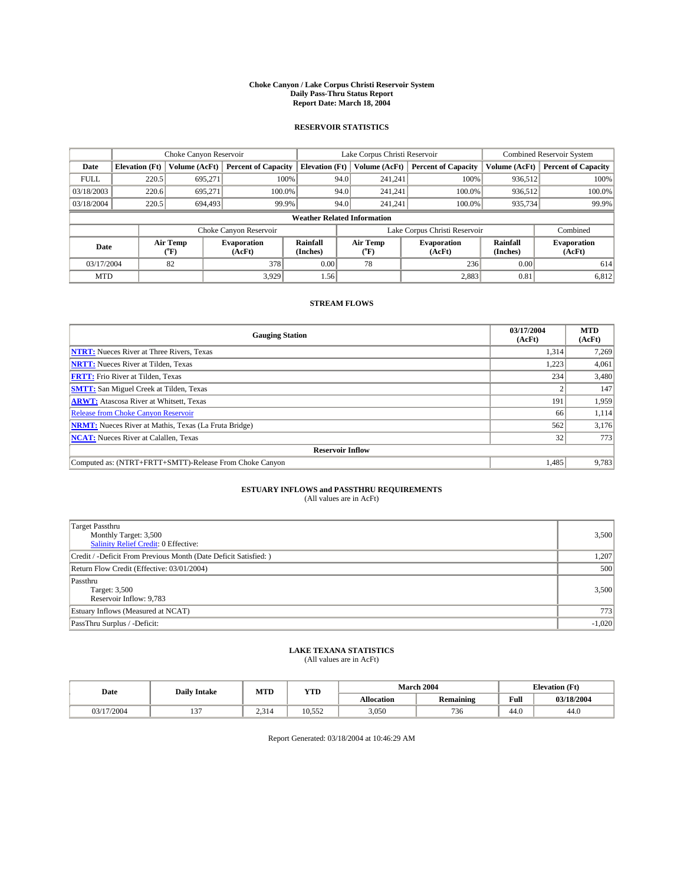# Choke Canyon / Lake Corpus Christi Reservoir System
## Daily Pass-Thru Status Report
## Report Date: March 18, 2004

### RESERVOIR STATISTICS

| | Choke Canyon Reservoir | | | Lake Corpus Christi Reservoir | | | Combined Reservoir System | |
|---|---|---|---|---|---|---|---|---|
| Date | Elevation (Ft) | Volume (AcFt) | Percent of Capacity | Elevation (Ft) | Volume (AcFt) | Percent of Capacity | Volume (AcFt) | Percent of Capacity |
| FULL | 220.5 | 695,271 | 100% | 94.0 | 241,241 | 100% | 936,512 | 100% |
| 03/18/2003 | 220.6 | 695,271 | 100.0% | 94.0 | 241,241 | 100.0% | 936,512 | 100.0% |
| 03/18/2004 | 220.5 | 694,493 | 99.9% | 94.0 | 241,241 | 100.0% | 935,734 | 99.9% |

**Weather Related Information**

| Date | Choke Canyon Reservoir | | | Lake Corpus Christi Reservoir | | | Combined |
|---|---|---|---|---|---|---|---|
| | Air Temp (°F) | Evaporation (AcFt) | Rainfall (Inches) | Air Temp (°F) | Evaporation (AcFt) | Rainfall (Inches) | Evaporation (AcFt) |
| 03/17/2004 | 82 | 378 | 0.00 | 78 | 236 | 0.00 | 614 |
| MTD | | 3,929 | 1.56 | | 2,883 | 0.81 | 6,812 |

### STREAM FLOWS

| Gauging Station | 03/17/2004 (AcFt) | MTD (AcFt) |
|---|---|---|
| NTRT: Nueces River at Three Rivers, Texas | 1,314 | 7,269 |
| NRTT: Nueces River at Tilden, Texas | 1,223 | 4,061 |
| FRTT: Frio River at Tilden, Texas | 234 | 3,480 |
| SMTT: San Miguel Creek at Tilden, Texas | 2 | 147 |
| ARWT: Atascosa River at Whitsett, Texas | 191 | 1,959 |
| Release from Choke Canyon Reservoir | 66 | 1,114 |
| NRMT: Nueces River at Mathis, Texas (La Fruta Bridge) | 562 | 3,176 |
| NCAT: Nueces River at Calallen, Texas | 32 | 773 |
| **Reservoir Inflow** | | |
| Computed as: (NTRT+FRTT+SMTT)-Release From Choke Canyon | 1,485 | 9,783 |

### ESTUARY INFLOWS and PASSTHRU REQUIREMENTS
(All values are in AcFt)

| | |
|---|---|
| Target Passthru<br>Monthly Target: 3,500<br>Salinity Relief Credit: 0 Effective: | 3,500 |
| Credit / -Deficit From Previous Month (Date Deficit Satisfied: ) | 1,207 |
| Return Flow Credit (Effective: 03/01/2004) | 500 |
| Passthru<br>Target: 3,500<br>Reservoir Inflow: 9,783 | 3,500 |
| Estuary Inflows (Measured at NCAT) | 773 |
| PassThru Surplus / -Deficit: | -1,020 |

### LAKE TEXANA STATISTICS
(All values are in AcFt)

| Date | Daily Intake | MTD | YTD | March 2004 | | Elevation (Ft) | |
|---|---|---|---|---|---|---|---|
| | | | | Allocation | Remaining | Full | 03/18/2004 |
| 03/17/2004 | 137 | 2,314 | 10,552 | 3,050 | 736 | 44.0 | 44.0 |

Report Generated: 03/18/2004 at 10:46:29 AM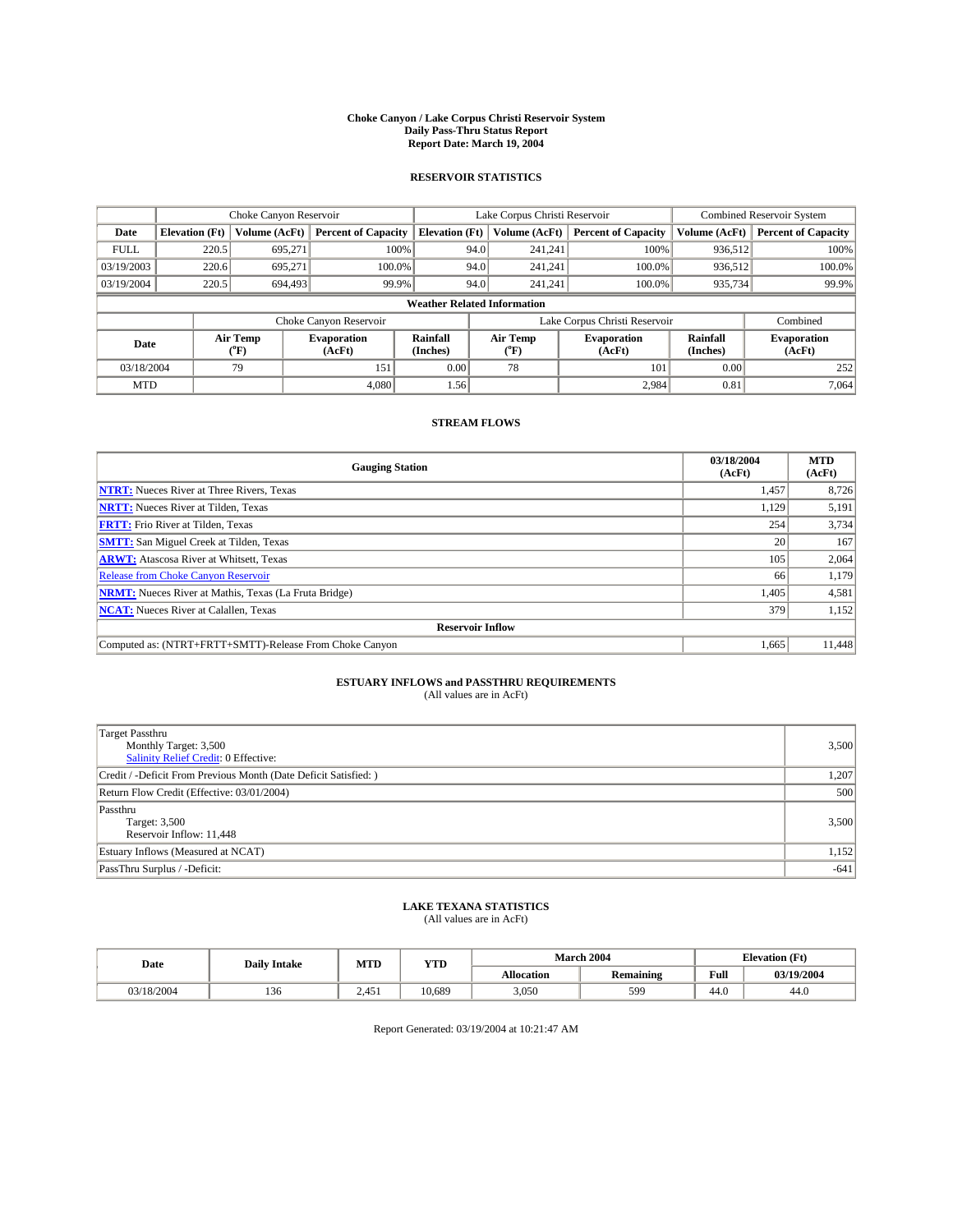# Choke Canyon / Lake Corpus Christi Reservoir System
## Daily Pass-Thru Status Report
## Report Date: March 19, 2004

### RESERVOIR STATISTICS

| | Choke Canyon Reservoir | | | Lake Corpus Christi Reservoir | | | Combined Reservoir System | |
|---|---|---|---|---|---|---|---|---|
| Date | Elevation (Ft) | Volume (AcFt) | Percent of Capacity | Elevation (Ft) | Volume (AcFt) | Percent of Capacity | Volume (AcFt) | Percent of Capacity |
| FULL | 220.5 | 695,271 | 100% | 94.0 | 241,241 | 100% | 936,512 | 100% |
| 03/19/2003 | 220.6 | 695,271 | 100.0% | 94.0 | 241,241 | 100.0% | 936,512 | 100.0% |
| 03/19/2004 | 220.5 | 694,493 | 99.9% | 94.0 | 241,241 | 100.0% | 935,734 | 99.9% |

**Weather Related Information**

| | Choke Canyon Reservoir | | | Lake Corpus Christi Reservoir | | | Combined |
|---|---|---|---|---|---|---|---|
| Date | Air Temp (°F) | Evaporation (AcFt) | Rainfall (Inches) | Air Temp (°F) | Evaporation (AcFt) | Rainfall (Inches) | Evaporation (AcFt) |
| 03/18/2004 | 79 | 151 | 0.00 | 78 | 101 | 0.00 | 252 |
| MTD | | 4,080 | 1.56 | | 2,984 | 0.81 | 7,064 |

### STREAM FLOWS

| Gauging Station | 03/18/2004 (AcFt) | MTD (AcFt) |
|---|---|---|
| NTRT: Nueces River at Three Rivers, Texas | 1,457 | 8,726 |
| NRTT: Nueces River at Tilden, Texas | 1,129 | 5,191 |
| FRTT: Frio River at Tilden, Texas | 254 | 3,734 |
| SMTT: San Miguel Creek at Tilden, Texas | 20 | 167 |
| ARWT: Atascosa River at Whitsett, Texas | 105 | 2,064 |
| Release from Choke Canyon Reservoir | 66 | 1,179 |
| NRMT: Nueces River at Mathis, Texas (La Fruta Bridge) | 1,405 | 4,581 |
| NCAT: Nueces River at Calallen, Texas | 379 | 1,152 |
| **Reservoir Inflow** | | |
| Computed as: (NTRT+FRTT+SMTT)-Release From Choke Canyon | 1,665 | 11,448 |

### ESTUARY INFLOWS and PASSTHRU REQUIREMENTS
(All values are in AcFt)

| | |
|---|---|
| Target Passthru<br>Monthly Target: 3,500<br>Salinity Relief Credit: 0 Effective: | 3,500 |
| Credit / -Deficit From Previous Month (Date Deficit Satisfied: ) | 1,207 |
| Return Flow Credit (Effective: 03/01/2004) | 500 |
| Passthru<br>Target: 3,500<br>Reservoir Inflow: 11,448 | 3,500 |
| Estuary Inflows (Measured at NCAT) | 1,152 |
| PassThru Surplus / -Deficit: | -641 |

### LAKE TEXANA STATISTICS
(All values are in AcFt)

| Date | Daily Intake | MTD | YTD | March 2004 | | Elevation (Ft) | |
|---|---|---|---|---|---|---|---|
| | | | | Allocation | Remaining | Full | 03/19/2004 |
| 03/18/2004 | 136 | 2,451 | 10,689 | 3,050 | 599 | 44.0 | 44.0 |

Report Generated: 03/19/2004 at 10:21:47 AM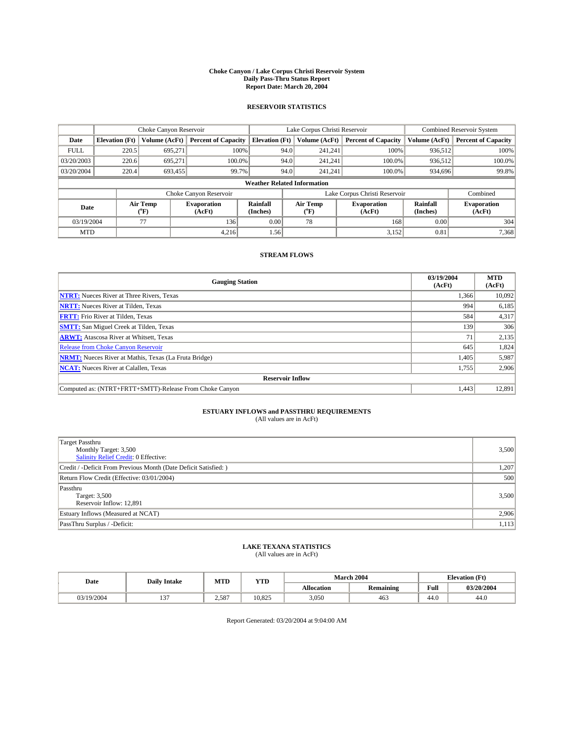# Choke Canyon / Lake Corpus Christi Reservoir System
## Daily Pass-Thru Status Report
## Report Date: March 20, 2004

### RESERVOIR STATISTICS

| | Choke Canyon Reservoir | | | Lake Corpus Christi Reservoir | | | Combined Reservoir System | |
|---|---|---|---|---|---|---|---|---|
| Date | Elevation (Ft) | Volume (AcFt) | Percent of Capacity | Elevation (Ft) | Volume (AcFt) | Percent of Capacity | Volume (AcFt) | Percent of Capacity |
| FULL | 220.5 | 695,271 | 100% | 94.0 | 241,241 | 100% | 936,512 | 100% |
| 03/20/2003 | 220.6 | 695,271 | 100.0% | 94.0 | 241,241 | 100.0% | 936,512 | 100.0% |
| 03/20/2004 | 220.4 | 693,455 | 99.7% | 94.0 | 241,241 | 100.0% | 934,696 | 99.8% |

**Weather Related Information**

| | Choke Canyon Reservoir | | | Lake Corpus Christi Reservoir | | | Combined |
|---|---|---|---|---|---|---|---|
| Date | Air Temp (°F) | Evaporation (AcFt) | Rainfall (Inches) | Air Temp (°F) | Evaporation (AcFt) | Rainfall (Inches) | Evaporation (AcFt) |
| 03/19/2004 | 77 | 136 | 0.00 | 78 | 168 | 0.00 | 304 |
| MTD | | 4,216 | 1.56 | | 3,152 | 0.81 | 7,368 |

### STREAM FLOWS

| Gauging Station | 03/19/2004 (AcFt) | MTD (AcFt) |
|---|---|---|
| NTRT: Nueces River at Three Rivers, Texas | 1,366 | 10,092 |
| NRTT: Nueces River at Tilden, Texas | 994 | 6,185 |
| FRTT: Frio River at Tilden, Texas | 584 | 4,317 |
| SMTT: San Miguel Creek at Tilden, Texas | 139 | 306 |
| ARWT: Atascosa River at Whitsett, Texas | 71 | 2,135 |
| Release from Choke Canyon Reservoir | 645 | 1,824 |
| NRMT: Nueces River at Mathis, Texas (La Fruta Bridge) | 1,405 | 5,987 |
| NCAT: Nueces River at Calallen, Texas | 1,755 | 2,906 |
| **Reservoir Inflow** | | |
| Computed as: (NTRT+FRTT+SMTT)-Release From Choke Canyon | 1,443 | 12,891 |

### ESTUARY INFLOWS and PASSTHRU REQUIREMENTS
(All values are in AcFt)

| | |
|---|---|
| Target Passthru<br>Monthly Target: 3,500<br>Salinity Relief Credit: 0 Effective: | 3,500 |
| Credit / -Deficit From Previous Month (Date Deficit Satisfied: ) | 1,207 |
| Return Flow Credit (Effective: 03/01/2004) | 500 |
| Passthru<br>Target: 3,500<br>Reservoir Inflow: 12,891 | 3,500 |
| Estuary Inflows (Measured at NCAT) | 2,906 |
| PassThru Surplus / -Deficit: | 1,113 |

### LAKE TEXANA STATISTICS
(All values are in AcFt)

| Date | Daily Intake | MTD | YTD | March 2004 | | Elevation (Ft) | |
|---|---|---|---|---|---|---|---|
| | | | | Allocation | Remaining | Full | 03/20/2004 |
| 03/19/2004 | 137 | 2,587 | 10,825 | 3,050 | 463 | 44.0 | 44.0 |

Report Generated: 03/20/2004 at 9:04:00 AM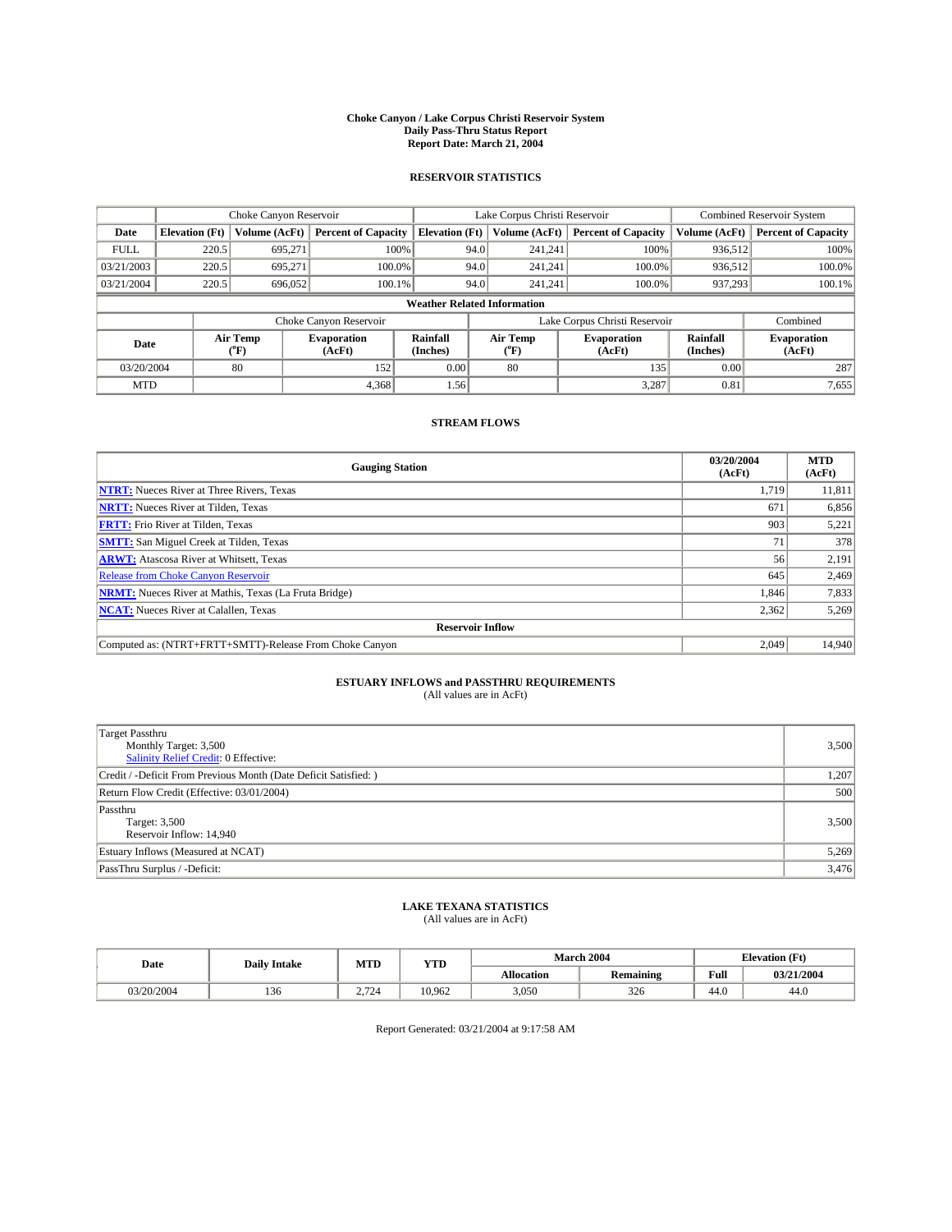# Choke Canyon / Lake Corpus Christi Reservoir System
## Daily Pass-Thru Status Report
### Report Date: March 21, 2004

## RESERVOIR STATISTICS

| | Choke Canyon Reservoir | | | Lake Corpus Christi Reservoir | | | Combined Reservoir System | |
|---|---|---|---|---|---|---|---|---|
| Date | Elevation (Ft) | Volume (AcFt) | Percent of Capacity | Elevation (Ft) | Volume (AcFt) | Percent of Capacity | Volume (AcFt) | Percent of Capacity |
| FULL | 220.5 | 695,271 | 100% | 94.0 | 241,241 | 100% | 936,512 | 100% |
| 03/21/2003 | 220.5 | 695,271 | 100.0% | 94.0 | 241,241 | 100.0% | 936,512 | 100.0% |
| 03/21/2004 | 220.5 | 696,052 | 100.1% | 94.0 | 241,241 | 100.0% | 937,293 | 100.1% |

**Weather Related Information**

| | Choke Canyon Reservoir | | | Lake Corpus Christi Reservoir | | | Combined |
|---|---|---|---|---|---|---|---|
| Date | Air Temp (°F) | Evaporation (AcFt) | Rainfall (Inches) | Air Temp (°F) | Evaporation (AcFt) | Rainfall (Inches) | Evaporation (AcFt) |
| 03/20/2004 | 80 | 152 | 0.00 | 80 | 135 | 0.00 | 287 |
| MTD | | 4,368 | 1.56 | | 3,287 | 0.81 | 7,655 |

## STREAM FLOWS

| Gauging Station | 03/20/2004 (AcFt) | MTD (AcFt) |
|---|---|---|
| **NTRT:** Nueces River at Three Rivers, Texas | 1,719 | 11,811 |
| **NRTT:** Nueces River at Tilden, Texas | 671 | 6,856 |
| **FRTT:** Frio River at Tilden, Texas | 903 | 5,221 |
| **SMTT:** San Miguel Creek at Tilden, Texas | 71 | 378 |
| **ARWT:** Atascosa River at Whitsett, Texas | 56 | 2,191 |
| Release from Choke Canyon Reservoir | 645 | 2,469 |
| **NRMT:** Nueces River at Mathis, Texas (La Fruta Bridge) | 1,846 | 7,833 |
| **NCAT:** Nueces River at Calallen, Texas | 2,362 | 5,269 |
| **Reservoir Inflow** | | |
| Computed as: (NTRT+FRTT+SMTT)-Release From Choke Canyon | 2,049 | 14,940 |

## ESTUARY INFLOWS and PASSTHRU REQUIREMENTS
(All values are in AcFt)

| | |
|---|---|
| Target Passthru<br>Monthly Target: 3,500<br>Salinity Relief Credit: 0 Effective: | 3,500 |
| Credit / -Deficit From Previous Month (Date Deficit Satisfied: ) | 1,207 |
| Return Flow Credit (Effective: 03/01/2004) | 500 |
| Passthru<br>Target: 3,500<br>Reservoir Inflow: 14,940 | 3,500 |
| Estuary Inflows (Measured at NCAT) | 5,269 |
| PassThru Surplus / -Deficit: | 3,476 |

## LAKE TEXANA STATISTICS
(All values are in AcFt)

| Date | Daily Intake | MTD | YTD | March 2004 | | Elevation (Ft) | |
|---|---|---|---|---|---|---|---|
| | | | | Allocation | Remaining | Full | 03/21/2004 |
| 03/20/2004 | 136 | 2,724 | 10,962 | 3,050 | 326 | 44.0 | 44.0 |

Report Generated: 03/21/2004 at 9:17:58 AM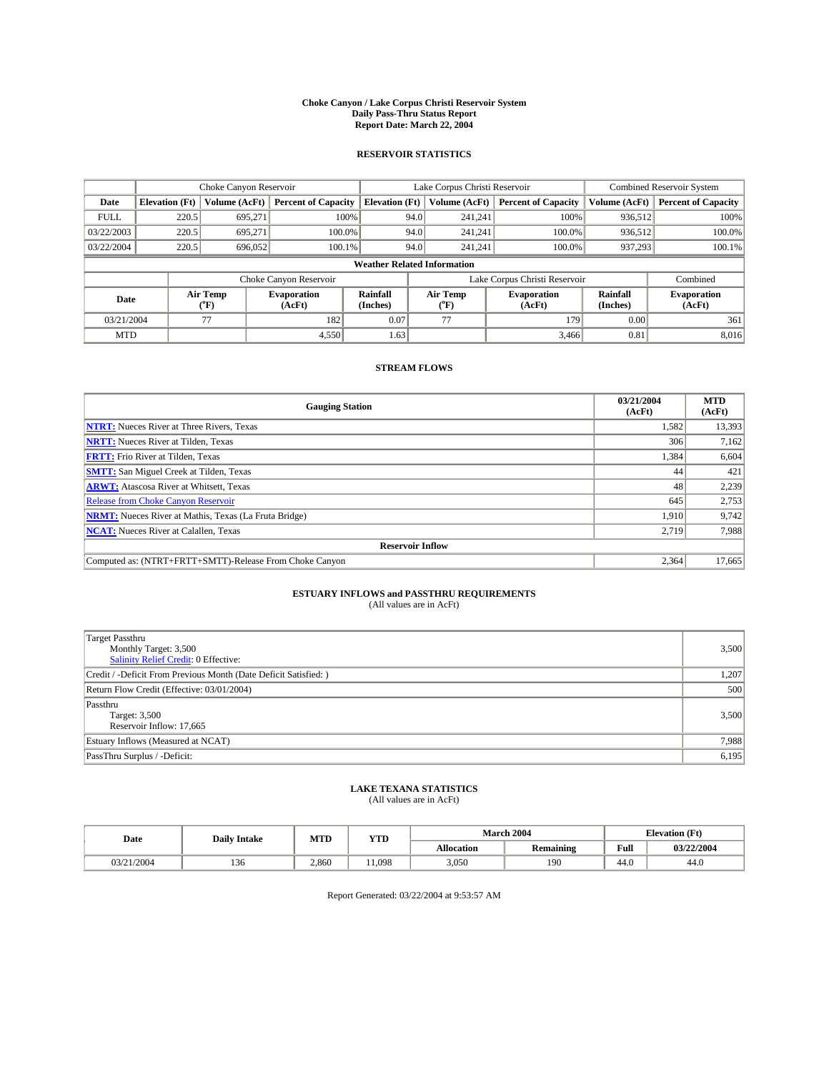# Choke Canyon / Lake Corpus Christi Reservoir System
## Daily Pass-Thru Status Report
## Report Date: March 22, 2004

### RESERVOIR STATISTICS

| | Choke Canyon Reservoir | | | Lake Corpus Christi Reservoir | | | Combined Reservoir System | |
|---|---|---|---|---|---|---|---|---|
| Date | Elevation (Ft) | Volume (AcFt) | Percent of Capacity | Elevation (Ft) | Volume (AcFt) | Percent of Capacity | Volume (AcFt) | Percent of Capacity |
| FULL | 220.5 | 695,271 | 100% | 94.0 | 241,241 | 100% | 936,512 | 100% |
| 03/22/2003 | 220.5 | 695,271 | 100.0% | 94.0 | 241,241 | 100.0% | 936,512 | 100.0% |
| 03/22/2004 | 220.5 | 696,052 | 100.1% | 94.0 | 241,241 | 100.0% | 937,293 | 100.1% |

**Weather Related Information**

| | Choke Canyon Reservoir | | | Lake Corpus Christi Reservoir | | | Combined |
|---|---|---|---|---|---|---|---|
| Date | Air Temp (°F) | Evaporation (AcFt) | Rainfall (Inches) | Air Temp (°F) | Evaporation (AcFt) | Rainfall (Inches) | Evaporation (AcFt) |
| 03/21/2004 | 77 | 182 | 0.07 | 77 | 179 | 0.00 | 361 |
| MTD | | 4,550 | 1.63 | | 3,466 | 0.81 | 8,016 |

### STREAM FLOWS

| Gauging Station | 03/21/2004 (AcFt) | MTD (AcFt) |
|---|---|---|
| **NTRT:** Nueces River at Three Rivers, Texas | 1,582 | 13,393 |
| **NRTT:** Nueces River at Tilden, Texas | 306 | 7,162 |
| **FRTT:** Frio River at Tilden, Texas | 1,384 | 6,604 |
| **SMTT:** San Miguel Creek at Tilden, Texas | 44 | 421 |
| **ARWT:** Atascosa River at Whitsett, Texas | 48 | 2,239 |
| Release from Choke Canyon Reservoir | 645 | 2,753 |
| **NRMT:** Nueces River at Mathis, Texas (La Fruta Bridge) | 1,910 | 9,742 |
| **NCAT:** Nueces River at Calallen, Texas | 2,719 | 7,988 |
| **Reservoir Inflow** | | |
| Computed as: (NTRT+FRTT+SMTT)-Release From Choke Canyon | 2,364 | 17,665 |

### ESTUARY INFLOWS and PASSTHRU REQUIREMENTS
(All values are in AcFt)

| | |
|---|---|
| Target Passthru<br>Monthly Target: 3,500<br>Salinity Relief Credit: 0 Effective: | 3,500 |
| Credit / -Deficit From Previous Month (Date Deficit Satisfied: ) | 1,207 |
| Return Flow Credit (Effective: 03/01/2004) | 500 |
| Passthru<br>Target: 3,500<br>Reservoir Inflow: 17,665 | 3,500 |
| Estuary Inflows (Measured at NCAT) | 7,988 |
| PassThru Surplus / -Deficit: | 6,195 |

### LAKE TEXANA STATISTICS
(All values are in AcFt)

| Date | Daily Intake | MTD | YTD | March 2004 | | Elevation (Ft) | |
|---|---|---|---|---|---|---|---|
| | | | | Allocation | Remaining | Full | 03/22/2004 |
| 03/21/2004 | 136 | 2,860 | 11,098 | 3,050 | 190 | 44.0 | 44.0 |

Report Generated: 03/22/2004 at 9:53:57 AM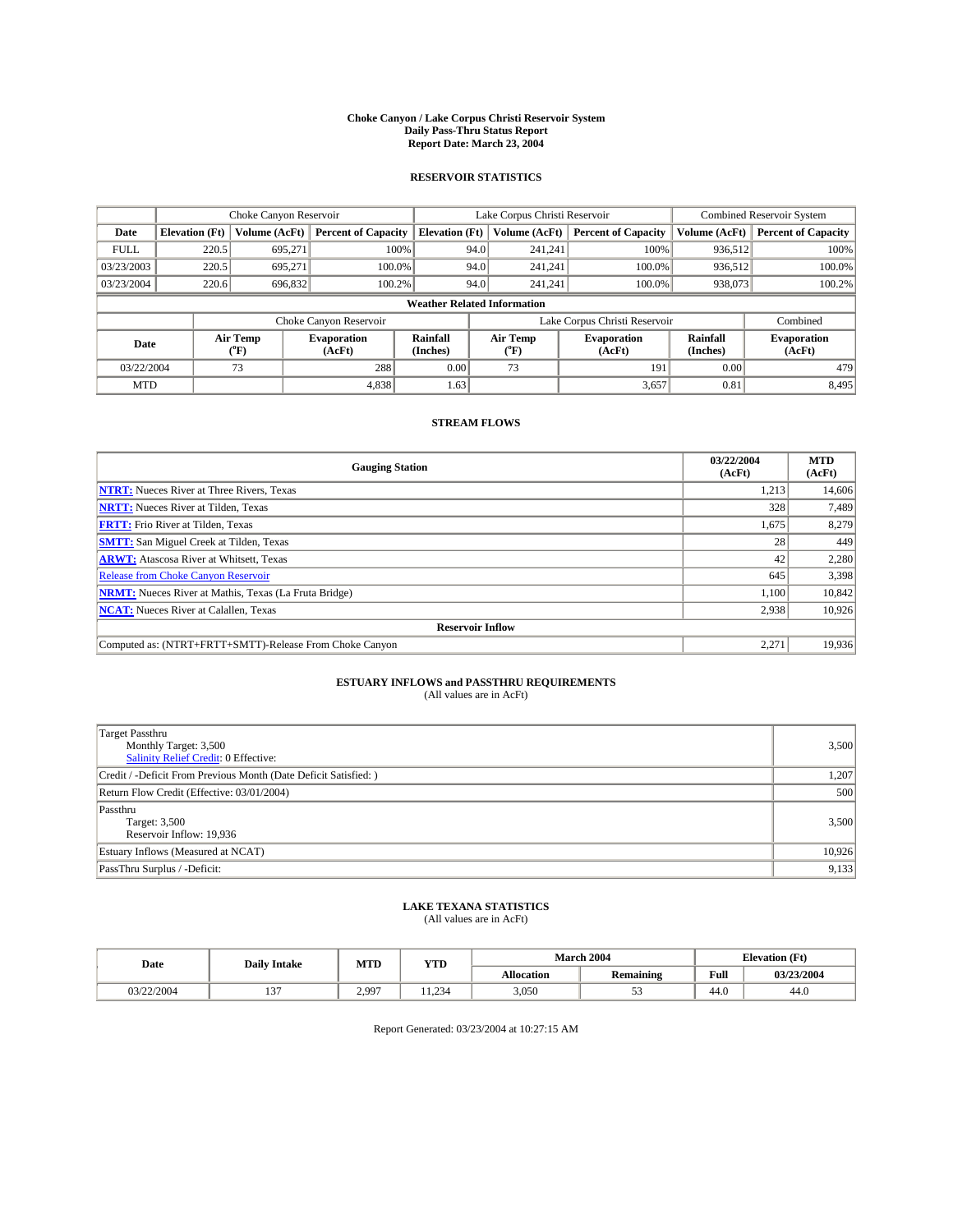# Choke Canyon / Lake Corpus Christi Reservoir System
## Daily Pass-Thru Status Report
## Report Date: March 23, 2004

### RESERVOIR STATISTICS

| | Choke Canyon Reservoir | | | Lake Corpus Christi Reservoir | | | Combined Reservoir System | |
|---|---|---|---|---|---|---|---|---|
| Date | Elevation (Ft) | Volume (AcFt) | Percent of Capacity | Elevation (Ft) | Volume (AcFt) | Percent of Capacity | Volume (AcFt) | Percent of Capacity |
| FULL | 220.5 | 695,271 | 100% | 94.0 | 241,241 | 100% | 936,512 | 100% |
| 03/23/2003 | 220.5 | 695,271 | 100.0% | 94.0 | 241,241 | 100.0% | 936,512 | 100.0% |
| 03/23/2004 | 220.6 | 696,832 | 100.2% | 94.0 | 241,241 | 100.0% | 938,073 | 100.2% |

**Weather Related Information**

| | Choke Canyon Reservoir | | | Lake Corpus Christi Reservoir | | | Combined |
|---|---|---|---|---|---|---|---|
| Date | Air Temp (°F) | Evaporation (AcFt) | Rainfall (Inches) | Air Temp (°F) | Evaporation (AcFt) | Rainfall (Inches) | Evaporation (AcFt) |
| 03/22/2004 | 73 | 288 | 0.00 | 73 | 191 | 0.00 | 479 |
| MTD | | 4,838 | 1.63 | | 3,657 | 0.81 | 8,495 |

### STREAM FLOWS

| Gauging Station | 03/22/2004 (AcFt) | MTD (AcFt) |
|---|---|---|
| NTRT: Nueces River at Three Rivers, Texas | 1,213 | 14,606 |
| NRTT: Nueces River at Tilden, Texas | 328 | 7,489 |
| FRTT: Frio River at Tilden, Texas | 1,675 | 8,279 |
| SMTT: San Miguel Creek at Tilden, Texas | 28 | 449 |
| ARWT: Atascosa River at Whitsett, Texas | 42 | 2,280 |
| Release from Choke Canyon Reservoir | 645 | 3,398 |
| NRMT: Nueces River at Mathis, Texas (La Fruta Bridge) | 1,100 | 10,842 |
| NCAT: Nueces River at Calallen, Texas | 2,938 | 10,926 |
| **Reservoir Inflow** | | |
| Computed as: (NTRT+FRTT+SMTT)-Release From Choke Canyon | 2,271 | 19,936 |

### ESTUARY INFLOWS and PASSTHRU REQUIREMENTS
(All values are in AcFt)

| | |
|---|---|
| Target Passthru<br>Monthly Target: 3,500<br>Salinity Relief Credit: 0 Effective: | 3,500 |
| Credit / -Deficit From Previous Month (Date Deficit Satisfied: ) | 1,207 |
| Return Flow Credit (Effective: 03/01/2004) | 500 |
| Passthru<br>Target: 3,500<br>Reservoir Inflow: 19,936 | 3,500 |
| Estuary Inflows (Measured at NCAT) | 10,926 |
| PassThru Surplus / -Deficit: | 9,133 |

### LAKE TEXANA STATISTICS
(All values are in AcFt)

| Date | Daily Intake | MTD | YTD | March 2004 | | Elevation (Ft) | |
|---|---|---|---|---|---|---|---|
| | | | | Allocation | Remaining | Full | 03/23/2004 |
| 03/22/2004 | 137 | 2,997 | 11,234 | 3,050 | 53 | 44.0 | 44.0 |

Report Generated: 03/23/2004 at 10:27:15 AM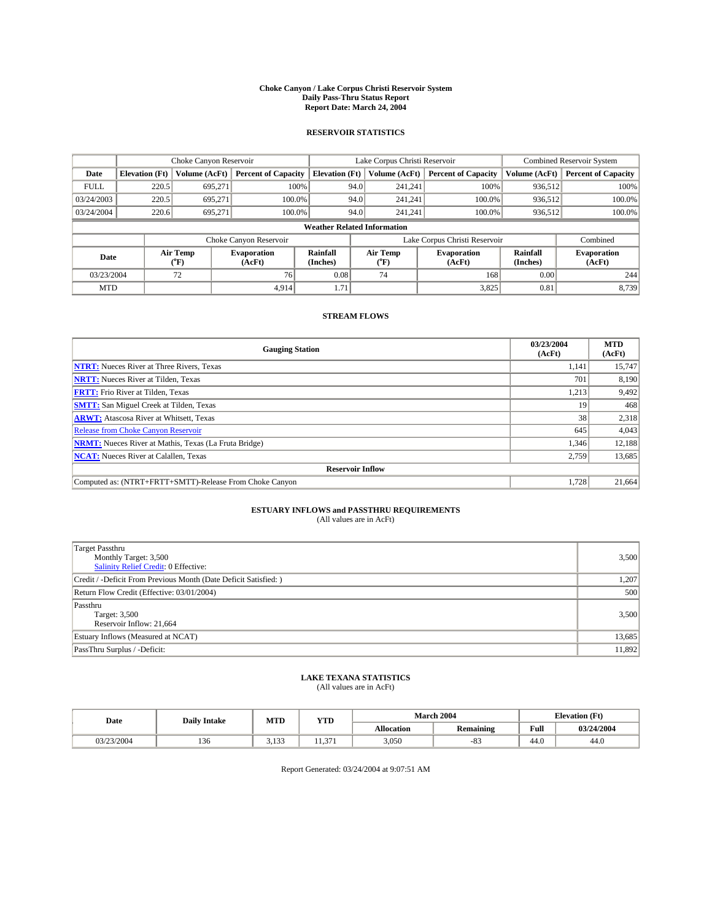# Choke Canyon / Lake Corpus Christi Reservoir System
## Daily Pass-Thru Status Report
## Report Date: March 24, 2004

### RESERVOIR STATISTICS

| | Choke Canyon Reservoir | | | Lake Corpus Christi Reservoir | | | Combined Reservoir System | |
|---|---|---|---|---|---|---|---|---|
| Date | Elevation (Ft) | Volume (AcFt) | Percent of Capacity | Elevation (Ft) | Volume (AcFt) | Percent of Capacity | Volume (AcFt) | Percent of Capacity |
| FULL | 220.5 | 695,271 | 100% | 94.0 | 241,241 | 100% | 936,512 | 100% |
| 03/24/2003 | 220.5 | 695,271 | 100.0% | 94.0 | 241,241 | 100.0% | 936,512 | 100.0% |
| 03/24/2004 | 220.6 | 695,271 | 100.0% | 94.0 | 241,241 | 100.0% | 936,512 | 100.0% |

**Weather Related Information**

| | Choke Canyon Reservoir | | | Lake Corpus Christi Reservoir | | | Combined |
|---|---|---|---|---|---|---|---|
| Date | Air Temp (°F) | Evaporation (AcFt) | Rainfall (Inches) | Air Temp (°F) | Evaporation (AcFt) | Rainfall (Inches) | Evaporation (AcFt) |
| 03/23/2004 | 72 | 76 | 0.08 | 74 | 168 | 0.00 | 244 |
| MTD | | 4,914 | 1.71 | | 3,825 | 0.81 | 8,739 |

### STREAM FLOWS

| Gauging Station | 03/23/2004 (AcFt) | MTD (AcFt) |
|---|---|---|
| NTRT: Nueces River at Three Rivers, Texas | 1,141 | 15,747 |
| NRTT: Nueces River at Tilden, Texas | 701 | 8,190 |
| FRTT: Frio River at Tilden, Texas | 1,213 | 9,492 |
| SMTT: San Miguel Creek at Tilden, Texas | 19 | 468 |
| ARWT: Atascosa River at Whitsett, Texas | 38 | 2,318 |
| Release from Choke Canyon Reservoir | 645 | 4,043 |
| NRMT: Nueces River at Mathis, Texas (La Fruta Bridge) | 1,346 | 12,188 |
| NCAT: Nueces River at Calallen, Texas | 2,759 | 13,685 |
| **Reservoir Inflow** | | |
| Computed as: (NTRT+FRTT+SMTT)-Release From Choke Canyon | 1,728 | 21,664 |

### ESTUARY INFLOWS and PASSTHRU REQUIREMENTS
(All values are in AcFt)

| | |
|---|---|
| Target Passthru<br>Monthly Target: 3,500<br>Salinity Relief Credit: 0 Effective: | 3,500 |
| Credit / -Deficit From Previous Month (Date Deficit Satisfied: ) | 1,207 |
| Return Flow Credit (Effective: 03/01/2004) | 500 |
| Passthru<br>Target: 3,500<br>Reservoir Inflow: 21,664 | 3,500 |
| Estuary Inflows (Measured at NCAT) | 13,685 |
| PassThru Surplus / -Deficit: | 11,892 |

### LAKE TEXANA STATISTICS
(All values are in AcFt)

| Date | Daily Intake | MTD | YTD | March 2004 | | Elevation (Ft) | |
|---|---|---|---|---|---|---|---|
| | | | | Allocation | Remaining | Full | 03/24/2004 |
| 03/23/2004 | 136 | 3,133 | 11,371 | 3,050 | -83 | 44.0 | 44.0 |

Report Generated: 03/24/2004 at 9:07:51 AM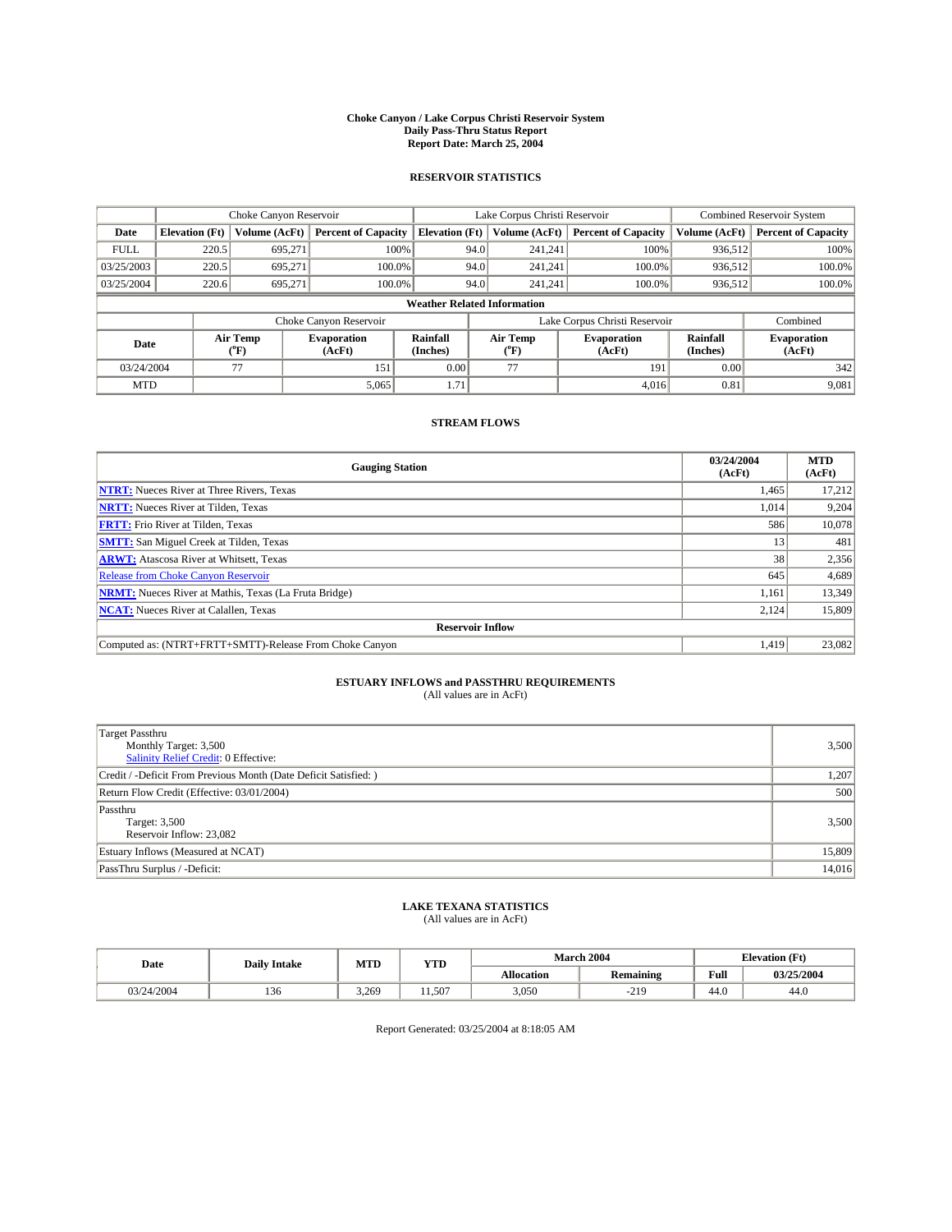# Choke Canyon / Lake Corpus Christi Reservoir System
## Daily Pass-Thru Status Report
### Report Date: March 25, 2004

## RESERVOIR STATISTICS

| | Choke Canyon Reservoir | | | Lake Corpus Christi Reservoir | | | Combined Reservoir System | |
|---|---|---|---|---|---|---|---|---|
| Date | Elevation (Ft) | Volume (AcFt) | Percent of Capacity | Elevation (Ft) | Volume (AcFt) | Percent of Capacity | Volume (AcFt) | Percent of Capacity |
| FULL | 220.5 | 695,271 | 100% | 94.0 | 241,241 | 100% | 936,512 | 100% |
| 03/25/2003 | 220.5 | 695,271 | 100.0% | 94.0 | 241,241 | 100.0% | 936,512 | 100.0% |
| 03/25/2004 | 220.6 | 695,271 | 100.0% | 94.0 | 241,241 | 100.0% | 936,512 | 100.0% |

**Weather Related Information**

| | Choke Canyon Reservoir | | | Lake Corpus Christi Reservoir | | | Combined |
|---|---|---|---|---|---|---|---|
| Date | Air Temp (°F) | Evaporation (AcFt) | Rainfall (Inches) | Air Temp (°F) | Evaporation (AcFt) | Rainfall (Inches) | Evaporation (AcFt) |
| 03/24/2004 | 77 | 151 | 0.00 | 77 | 191 | 0.00 | 342 |
| MTD | | 5,065 | 1.71 | | 4,016 | 0.81 | 9,081 |

## STREAM FLOWS

| Gauging Station | 03/24/2004 (AcFt) | MTD (AcFt) |
|---|---|---|
| NTRT: Nueces River at Three Rivers, Texas | 1,465 | 17,212 |
| NRTT: Nueces River at Tilden, Texas | 1,014 | 9,204 |
| FRTT: Frio River at Tilden, Texas | 586 | 10,078 |
| SMTT: San Miguel Creek at Tilden, Texas | 13 | 481 |
| ARWT: Atascosa River at Whitsett, Texas | 38 | 2,356 |
| Release from Choke Canyon Reservoir | 645 | 4,689 |
| NRMT: Nueces River at Mathis, Texas (La Fruta Bridge) | 1,161 | 13,349 |
| NCAT: Nueces River at Calallen, Texas | 2,124 | 15,809 |
| **Reservoir Inflow** | | |
| Computed as: (NTRT+FRTT+SMTT)-Release From Choke Canyon | 1,419 | 23,082 |

## ESTUARY INFLOWS and PASSTHRU REQUIREMENTS
(All values are in AcFt)

| | |
|---|---|
| Target Passthru<br>Monthly Target: 3,500<br>Salinity Relief Credit: 0 Effective: | 3,500 |
| Credit / -Deficit From Previous Month (Date Deficit Satisfied: ) | 1,207 |
| Return Flow Credit (Effective: 03/01/2004) | 500 |
| Passthru<br>Target: 3,500<br>Reservoir Inflow: 23,082 | 3,500 |
| Estuary Inflows (Measured at NCAT) | 15,809 |
| PassThru Surplus / -Deficit: | 14,016 |

## LAKE TEXANA STATISTICS
(All values are in AcFt)

| Date | Daily Intake | MTD | YTD | March 2004 | | Elevation (Ft) | |
|---|---|---|---|---|---|---|---|
| | | | | Allocation | Remaining | Full | 03/25/2004 |
| 03/24/2004 | 136 | 3,269 | 11,507 | 3,050 | -219 | 44.0 | 44.0 |

Report Generated: 03/25/2004 at 8:18:05 AM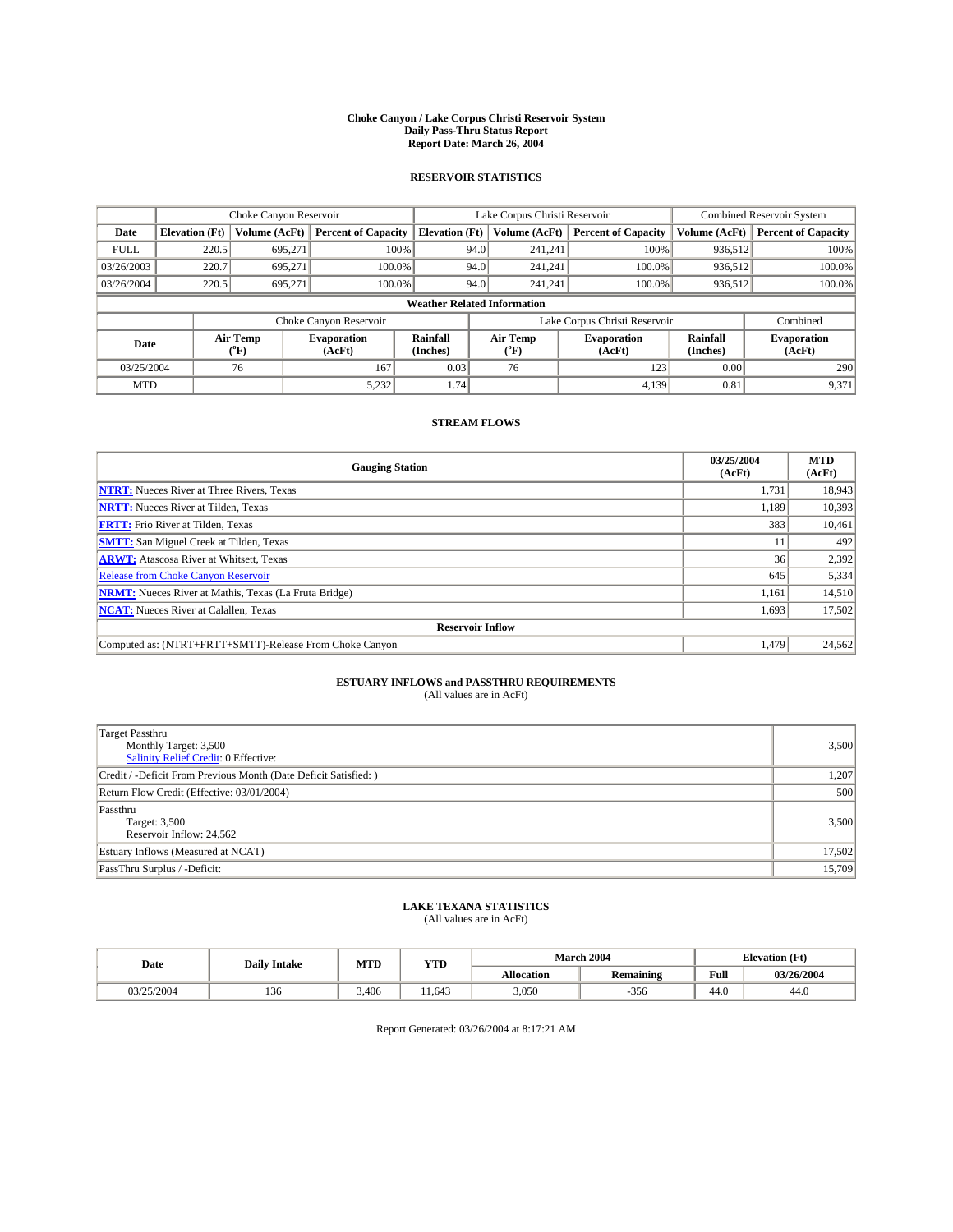# Choke Canyon / Lake Corpus Christi Reservoir System
## Daily Pass-Thru Status Report
## Report Date: March 26, 2004

### RESERVOIR STATISTICS

| | Choke Canyon Reservoir | | | Lake Corpus Christi Reservoir | | | Combined Reservoir System | |
|---|---|---|---|---|---|---|---|---|
| Date | Elevation (Ft) | Volume (AcFt) | Percent of Capacity | Elevation (Ft) | Volume (AcFt) | Percent of Capacity | Volume (AcFt) | Percent of Capacity |
| FULL | 220.5 | 695,271 | 100% | 94.0 | 241,241 | 100% | 936,512 | 100% |
| 03/26/2003 | 220.7 | 695,271 | 100.0% | 94.0 | 241,241 | 100.0% | 936,512 | 100.0% |
| 03/26/2004 | 220.5 | 695,271 | 100.0% | 94.0 | 241,241 | 100.0% | 936,512 | 100.0% |

**Weather Related Information**

| | Choke Canyon Reservoir | | | Lake Corpus Christi Reservoir | | | Combined |
|---|---|---|---|---|---|---|---|
| Date | Air Temp (°F) | Evaporation (AcFt) | Rainfall (Inches) | Air Temp (°F) | Evaporation (AcFt) | Rainfall (Inches) | Evaporation (AcFt) |
| 03/25/2004 | 76 | 167 | 0.03 | 76 | 123 | 0.00 | 290 |
| MTD | | 5,232 | 1.74 | | 4,139 | 0.81 | 9,371 |

### STREAM FLOWS

| Gauging Station | 03/25/2004 (AcFt) | MTD (AcFt) |
|---|---|---|
| NTRT: Nueces River at Three Rivers, Texas | 1,731 | 18,943 |
| NRTT: Nueces River at Tilden, Texas | 1,189 | 10,393 |
| FRTT: Frio River at Tilden, Texas | 383 | 10,461 |
| SMTT: San Miguel Creek at Tilden, Texas | 11 | 492 |
| ARWT: Atascosa River at Whitsett, Texas | 36 | 2,392 |
| Release from Choke Canyon Reservoir | 645 | 5,334 |
| NRMT: Nueces River at Mathis, Texas (La Fruta Bridge) | 1,161 | 14,510 |
| NCAT: Nueces River at Calallen, Texas | 1,693 | 17,502 |
| **Reservoir Inflow** | | |
| Computed as: (NTRT+FRTT+SMTT)-Release From Choke Canyon | 1,479 | 24,562 |

### ESTUARY INFLOWS and PASSTHRU REQUIREMENTS
(All values are in AcFt)

| | |
|---|---|
| Target Passthru<br>Monthly Target: 3,500<br>Salinity Relief Credit: 0 Effective: | 3,500 |
| Credit / -Deficit From Previous Month (Date Deficit Satisfied: ) | 1,207 |
| Return Flow Credit (Effective: 03/01/2004) | 500 |
| Passthru<br>Target: 3,500<br>Reservoir Inflow: 24,562 | 3,500 |
| Estuary Inflows (Measured at NCAT) | 17,502 |
| PassThru Surplus / -Deficit: | 15,709 |

### LAKE TEXANA STATISTICS
(All values are in AcFt)

| Date | Daily Intake | MTD | YTD | March 2004 | | Elevation (Ft) | |
|---|---|---|---|---|---|---|---|
| | | | | Allocation | Remaining | Full | 03/26/2004 |
| 03/25/2004 | 136 | 3,406 | 11,643 | 3,050 | -356 | 44.0 | 44.0 |

Report Generated: 03/26/2004 at 8:17:21 AM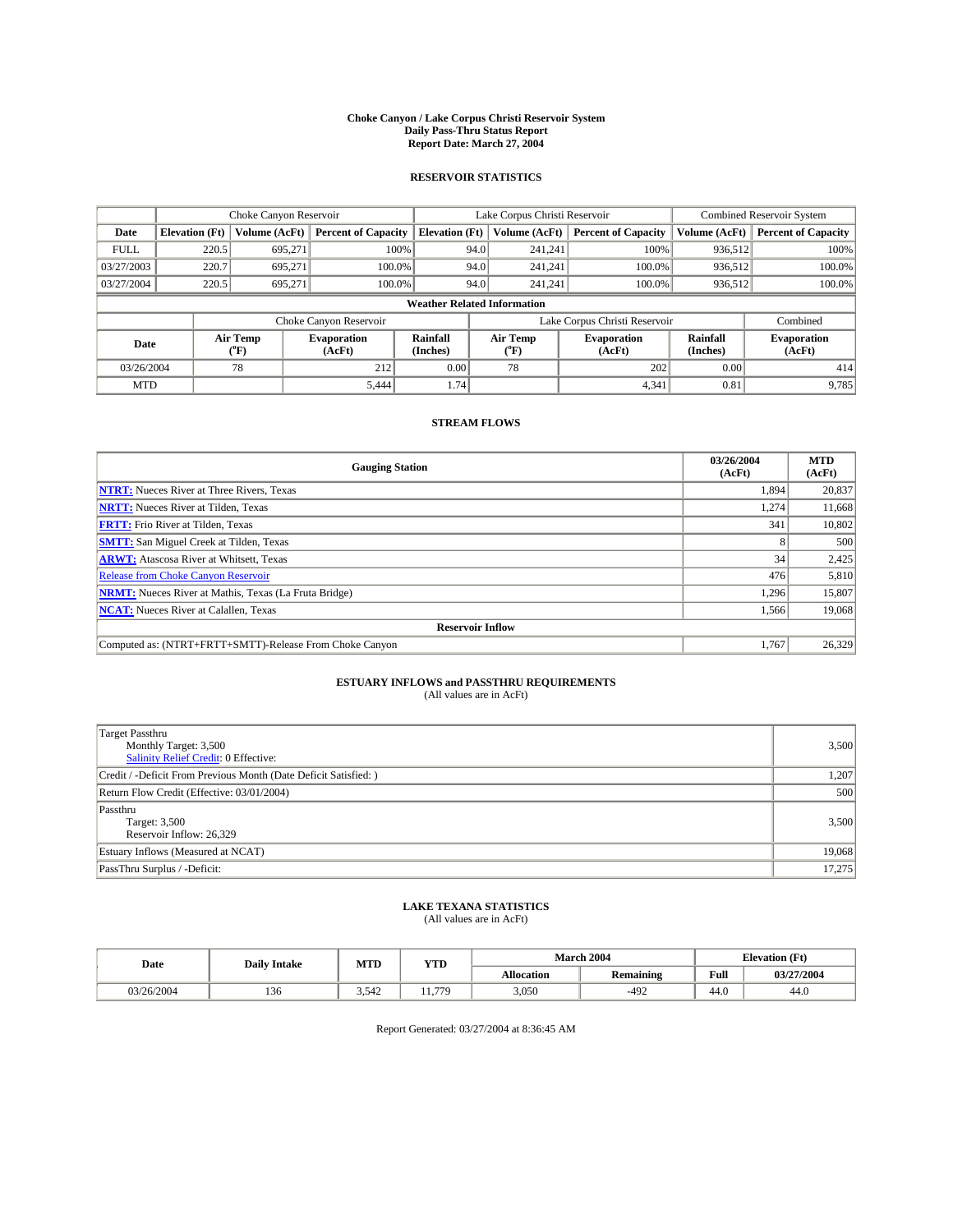# Choke Canyon / Lake Corpus Christi Reservoir System
## Daily Pass-Thru Status Report
## Report Date: March 27, 2004

### RESERVOIR STATISTICS

| | Choke Canyon Reservoir | | | Lake Corpus Christi Reservoir | | | Combined Reservoir System | |
|---|---|---|---|---|---|---|---|---|
| Date | Elevation (Ft) | Volume (AcFt) | Percent of Capacity | Elevation (Ft) | Volume (AcFt) | Percent of Capacity | Volume (AcFt) | Percent of Capacity |
| FULL | 220.5 | 695,271 | 100% | 94.0 | 241,241 | 100% | 936,512 | 100% |
| 03/27/2003 | 220.7 | 695,271 | 100.0% | 94.0 | 241,241 | 100.0% | 936,512 | 100.0% |
| 03/27/2004 | 220.5 | 695,271 | 100.0% | 94.0 | 241,241 | 100.0% | 936,512 | 100.0% |

**Weather Related Information**

| | Choke Canyon Reservoir | | | Lake Corpus Christi Reservoir | | | Combined |
|---|---|---|---|---|---|---|---|
| Date | Air Temp (°F) | Evaporation (AcFt) | Rainfall (Inches) | Air Temp (°F) | Evaporation (AcFt) | Rainfall (Inches) | Evaporation (AcFt) |
| 03/26/2004 | 78 | 212 | 0.00 | 78 | 202 | 0.00 | 414 |
| MTD | | 5,444 | 1.74 | | 4,341 | 0.81 | 9,785 |

### STREAM FLOWS

| Gauging Station | 03/26/2004 (AcFt) | MTD (AcFt) |
|---|---|---|
| NTRT: Nueces River at Three Rivers, Texas | 1,894 | 20,837 |
| NRTT: Nueces River at Tilden, Texas | 1,274 | 11,668 |
| FRTT: Frio River at Tilden, Texas | 341 | 10,802 |
| SMTT: San Miguel Creek at Tilden, Texas | 8 | 500 |
| ARWT: Atascosa River at Whitsett, Texas | 34 | 2,425 |
| Release from Choke Canyon Reservoir | 476 | 5,810 |
| NRMT: Nueces River at Mathis, Texas (La Fruta Bridge) | 1,296 | 15,807 |
| NCAT: Nueces River at Calallen, Texas | 1,566 | 19,068 |
| **Reservoir Inflow** | | |
| Computed as: (NTRT+FRTT+SMTT)-Release From Choke Canyon | 1,767 | 26,329 |

### ESTUARY INFLOWS and PASSTHRU REQUIREMENTS
(All values are in AcFt)

| | |
|---|---|
| Target Passthru<br>Monthly Target: 3,500<br>Salinity Relief Credit: 0 Effective: | 3,500 |
| Credit / -Deficit From Previous Month (Date Deficit Satisfied: ) | 1,207 |
| Return Flow Credit (Effective: 03/01/2004) | 500 |
| Passthru<br>Target: 3,500<br>Reservoir Inflow: 26,329 | 3,500 |
| Estuary Inflows (Measured at NCAT) | 19,068 |
| PassThru Surplus / -Deficit: | 17,275 |

### LAKE TEXANA STATISTICS
(All values are in AcFt)

| Date | Daily Intake | MTD | YTD | March 2004 | | Elevation (Ft) | |
|---|---|---|---|---|---|---|---|
| | | | | Allocation | Remaining | Full | 03/27/2004 |
| 03/26/2004 | 136 | 3,542 | 11,779 | 3,050 | -492 | 44.0 | 44.0 |

Report Generated: 03/27/2004 at 8:36:45 AM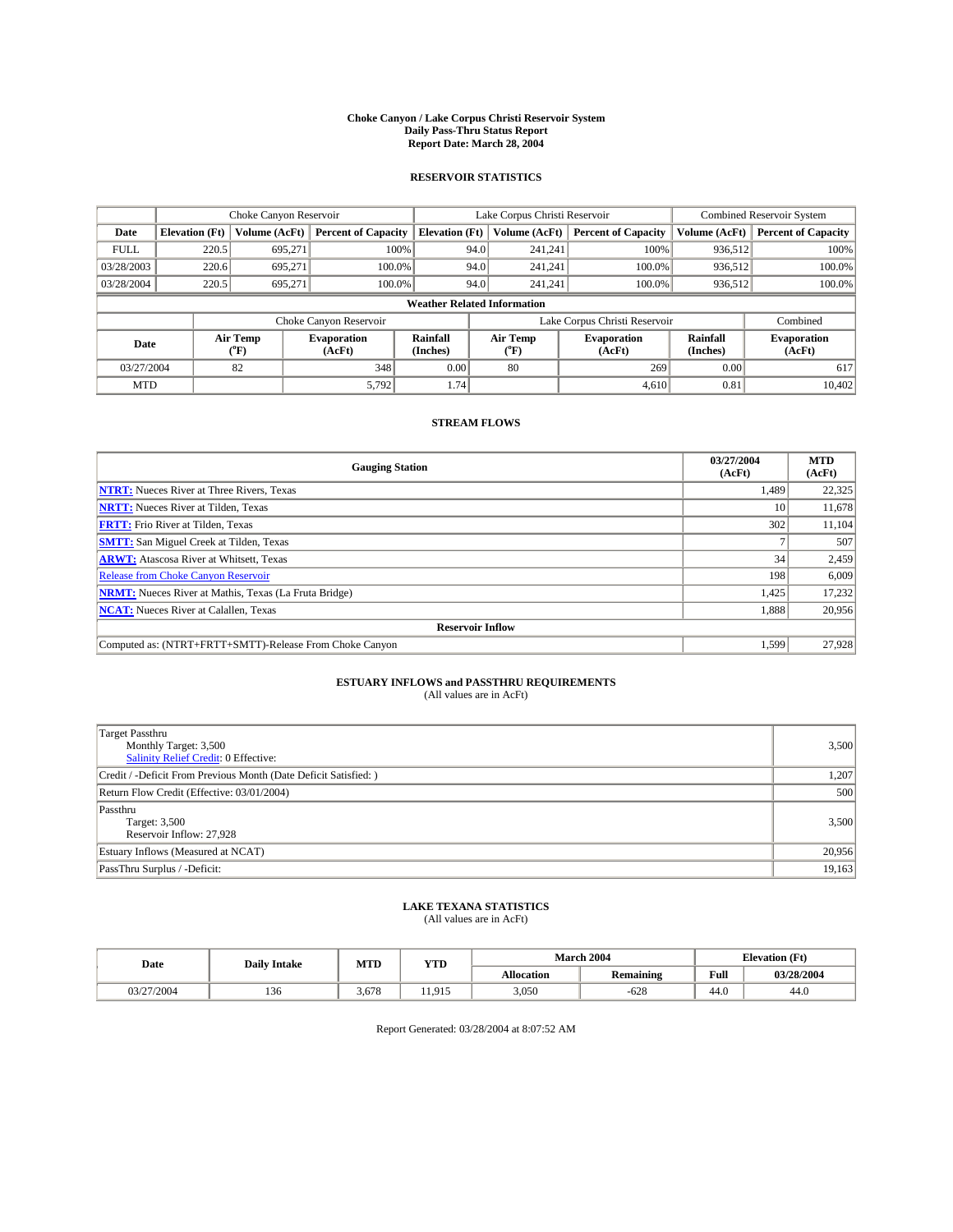# Choke Canyon / Lake Corpus Christi Reservoir System
## Daily Pass-Thru Status Report
## Report Date: March 28, 2004

### RESERVOIR STATISTICS

| | Choke Canyon Reservoir | | | Lake Corpus Christi Reservoir | | | Combined Reservoir System | |
|---|---|---|---|---|---|---|---|---|
| Date | Elevation (Ft) | Volume (AcFt) | Percent of Capacity | Elevation (Ft) | Volume (AcFt) | Percent of Capacity | Volume (AcFt) | Percent of Capacity |
| FULL | 220.5 | 695,271 | 100% | 94.0 | 241,241 | 100% | 936,512 | 100% |
| 03/28/2003 | 220.6 | 695,271 | 100.0% | 94.0 | 241,241 | 100.0% | 936,512 | 100.0% |
| 03/28/2004 | 220.5 | 695,271 | 100.0% | 94.0 | 241,241 | 100.0% | 936,512 | 100.0% |

**Weather Related Information**

| | Choke Canyon Reservoir | | | Lake Corpus Christi Reservoir | | | Combined |
|---|---|---|---|---|---|---|---|
| Date | Air Temp (°F) | Evaporation (AcFt) | Rainfall (Inches) | Air Temp (°F) | Evaporation (AcFt) | Rainfall (Inches) | Evaporation (AcFt) |
| 03/27/2004 | 82 | 348 | 0.00 | 80 | 269 | 0.00 | 617 |
| MTD | | 5,792 | 1.74 | | 4,610 | 0.81 | 10,402 |

### STREAM FLOWS

| Gauging Station | 03/27/2004 (AcFt) | MTD (AcFt) |
|---|---|---|
| NTRT: Nueces River at Three Rivers, Texas | 1,489 | 22,325 |
| NRTT: Nueces River at Tilden, Texas | 10 | 11,678 |
| FRTT: Frio River at Tilden, Texas | 302 | 11,104 |
| SMTT: San Miguel Creek at Tilden, Texas | 7 | 507 |
| ARWT: Atascosa River at Whitsett, Texas | 34 | 2,459 |
| Release from Choke Canyon Reservoir | 198 | 6,009 |
| NRMT: Nueces River at Mathis, Texas (La Fruta Bridge) | 1,425 | 17,232 |
| NCAT: Nueces River at Calallen, Texas | 1,888 | 20,956 |
| **Reservoir Inflow** | | |
| Computed as: (NTRT+FRTT+SMTT)-Release From Choke Canyon | 1,599 | 27,928 |

### ESTUARY INFLOWS and PASSTHRU REQUIREMENTS
(All values are in AcFt)

| | |
|---|---|
| Target Passthru<br>Monthly Target: 3,500<br>Salinity Relief Credit: 0 Effective: | 3,500 |
| Credit / -Deficit From Previous Month (Date Deficit Satisfied: ) | 1,207 |
| Return Flow Credit (Effective: 03/01/2004) | 500 |
| Passthru<br>Target: 3,500<br>Reservoir Inflow: 27,928 | 3,500 |
| Estuary Inflows (Measured at NCAT) | 20,956 |
| PassThru Surplus / -Deficit: | 19,163 |

### LAKE TEXANA STATISTICS
(All values are in AcFt)

| Date | Daily Intake | MTD | YTD | March 2004 | | Elevation (Ft) | |
|---|---|---|---|---|---|---|---|
| | | | | Allocation | Remaining | Full | 03/28/2004 |
| 03/27/2004 | 136 | 3,678 | 11,915 | 3,050 | -628 | 44.0 | 44.0 |

Report Generated: 03/28/2004 at 8:07:52 AM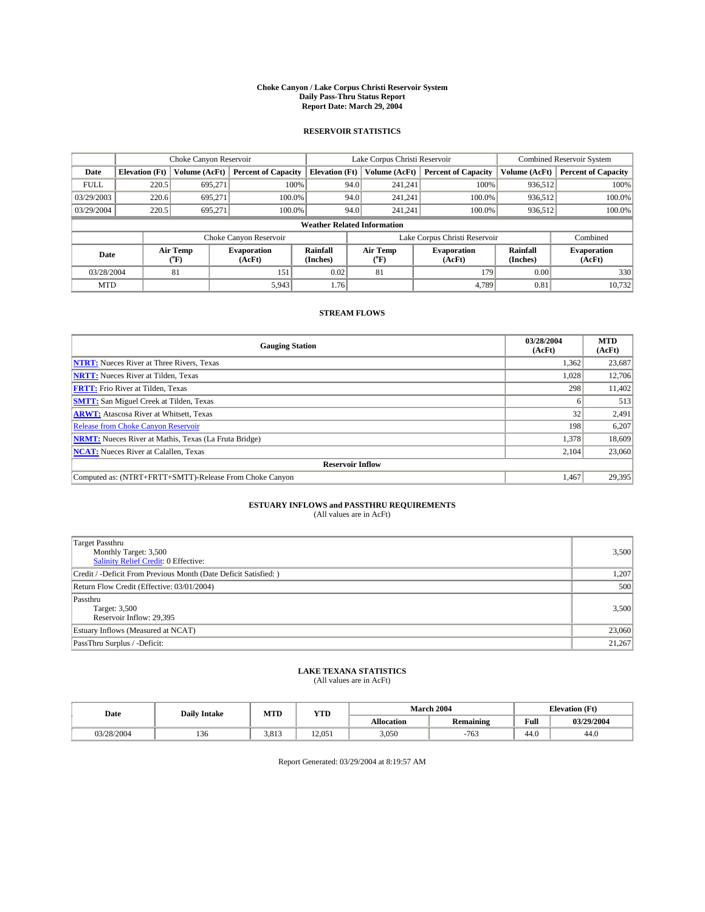**Choke Canyon / Lake Corpus Christi Reservoir System**
**Daily Pass-Thru Status Report**
**Report Date: March 29, 2004**

## RESERVOIR STATISTICS

| | Choke Canyon Reservoir | | | Lake Corpus Christi Reservoir | | | Combined Reservoir System | |
|---|---|---|---|---|---|---|---|---|
| Date | Elevation (Ft) | Volume (AcFt) | Percent of Capacity | Elevation (Ft) | Volume (AcFt) | Percent of Capacity | Volume (AcFt) | Percent of Capacity |
| FULL | 220.5 | 695,271 | 100% | 94.0 | 241,241 | 100% | 936,512 | 100% |
| 03/29/2003 | 220.6 | 695,271 | 100.0% | 94.0 | 241,241 | 100.0% | 936,512 | 100.0% |
| 03/29/2004 | 220.5 | 695,271 | 100.0% | 94.0 | 241,241 | 100.0% | 936,512 | 100.0% |

**Weather Related Information**

| | Choke Canyon Reservoir | | | Lake Corpus Christi Reservoir | | | Combined |
|---|---|---|---|---|---|---|---|
| Date | Air Temp (°F) | Evaporation (AcFt) | Rainfall (Inches) | Air Temp (°F) | Evaporation (AcFt) | Rainfall (Inches) | Evaporation (AcFt) |
| 03/28/2004 | 81 | 151 | 0.02 | 81 | 179 | 0.00 | 330 |
| MTD | | 5,943 | 1.76 | | 4,789 | 0.81 | 10,732 |

## STREAM FLOWS

| Gauging Station | 03/28/2004 (AcFt) | MTD (AcFt) |
|---|---|---|
| **NTRT:** Nueces River at Three Rivers, Texas | 1,362 | 23,687 |
| **NRTT:** Nueces River at Tilden, Texas | 1,028 | 12,706 |
| **FRTT:** Frio River at Tilden, Texas | 298 | 11,402 |
| **SMTT:** San Miguel Creek at Tilden, Texas | 6 | 513 |
| **ARWT:** Atascosa River at Whitsett, Texas | 32 | 2,491 |
| Release from Choke Canyon Reservoir | 198 | 6,207 |
| **NRMT:** Nueces River at Mathis, Texas (La Fruta Bridge) | 1,378 | 18,609 |
| **NCAT:** Nueces River at Calallen, Texas | 2,104 | 23,060 |
| **Reservoir Inflow** | | |
| Computed as: (NTRT+FRTT+SMTT)-Release From Choke Canyon | 1,467 | 29,395 |

## ESTUARY INFLOWS and PASSTHRU REQUIREMENTS

(All values are in AcFt)

| | |
|---|---|
| Target Passthru<br>Monthly Target: 3,500<br>Salinity Relief Credit: 0 Effective: | 3,500 |
| Credit / -Deficit From Previous Month (Date Deficit Satisfied: ) | 1,207 |
| Return Flow Credit (Effective: 03/01/2004) | 500 |
| Passthru<br>Target: 3,500<br>Reservoir Inflow: 29,395 | 3,500 |
| Estuary Inflows (Measured at NCAT) | 23,060 |
| PassThru Surplus / -Deficit: | 21,267 |

## LAKE TEXANA STATISTICS

(All values are in AcFt)

| Date | Daily Intake | MTD | YTD | March 2004 | | Elevation (Ft) | |
|---|---|---|---|---|---|---|---|
| | | | | Allocation | Remaining | Full | 03/29/2004 |
| 03/28/2004 | 136 | 3,813 | 12,051 | 3,050 | -763 | 44.0 | 44.0 |

Report Generated: 03/29/2004 at 8:19:57 AM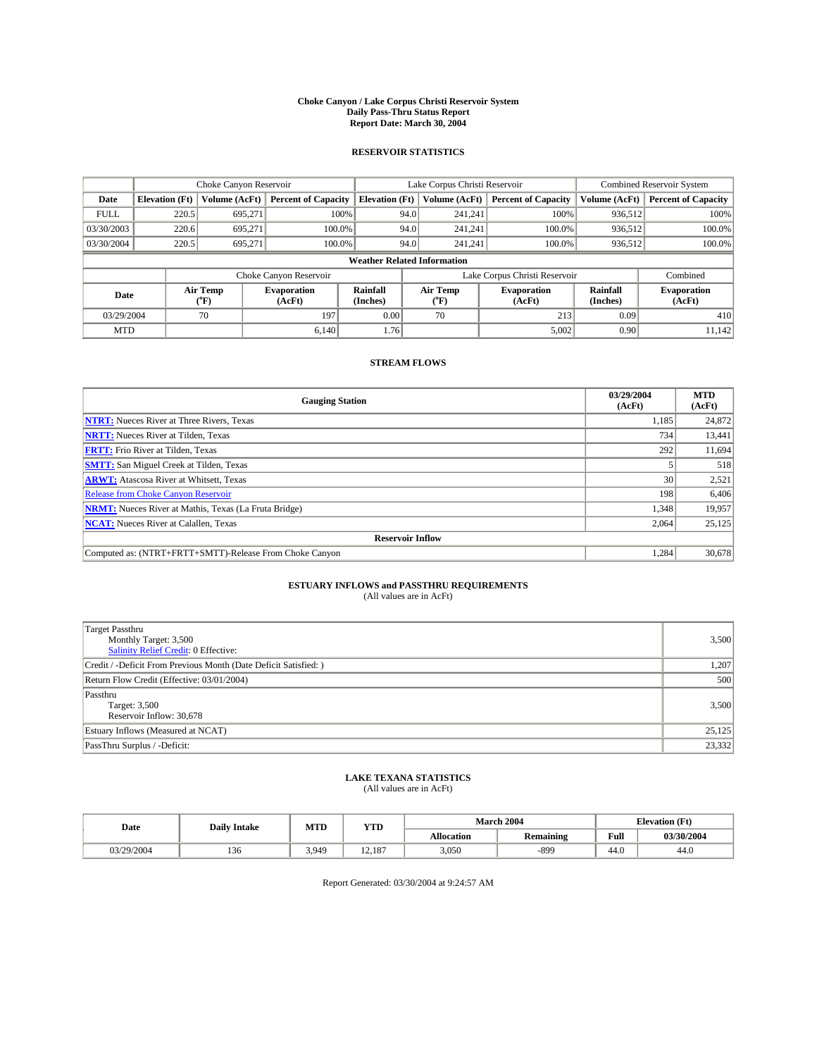# Choke Canyon / Lake Corpus Christi Reservoir System
## Daily Pass-Thru Status Report
### Report Date: March 30, 2004

## RESERVOIR STATISTICS

| | Choke Canyon Reservoir | | | Lake Corpus Christi Reservoir | | | Combined Reservoir System | |
|---|---|---|---|---|---|---|---|---|
| Date | Elevation (Ft) | Volume (AcFt) | Percent of Capacity | Elevation (Ft) | Volume (AcFt) | Percent of Capacity | Volume (AcFt) | Percent of Capacity |
| FULL | 220.5 | 695,271 | 100% | 94.0 | 241,241 | 100% | 936,512 | 100% |
| 03/30/2003 | 220.6 | 695,271 | 100.0% | 94.0 | 241,241 | 100.0% | 936,512 | 100.0% |
| 03/30/2004 | 220.5 | 695,271 | 100.0% | 94.0 | 241,241 | 100.0% | 936,512 | 100.0% |

**Weather Related Information**

| | Choke Canyon Reservoir | | | Lake Corpus Christi Reservoir | | | Combined |
|---|---|---|---|---|---|---|---|
| Date | Air Temp (°F) | Evaporation (AcFt) | Rainfall (Inches) | Air Temp (°F) | Evaporation (AcFt) | Rainfall (Inches) | Evaporation (AcFt) |
| 03/29/2004 | 70 | 197 | 0.00 | 70 | 213 | 0.09 | 410 |
| MTD | | 6,140 | 1.76 | | 5,002 | 0.90 | 11,142 |

## STREAM FLOWS

| Gauging Station | 03/29/2004 (AcFt) | MTD (AcFt) |
|---|---|---|
| NTRT: Nueces River at Three Rivers, Texas | 1,185 | 24,872 |
| NRTT: Nueces River at Tilden, Texas | 734 | 13,441 |
| FRTT: Frio River at Tilden, Texas | 292 | 11,694 |
| SMTT: San Miguel Creek at Tilden, Texas | 5 | 518 |
| ARWT: Atascosa River at Whitsett, Texas | 30 | 2,521 |
| Release from Choke Canyon Reservoir | 198 | 6,406 |
| NRMT: Nueces River at Mathis, Texas (La Fruta Bridge) | 1,348 | 19,957 |
| NCAT: Nueces River at Calallen, Texas | 2,064 | 25,125 |
| **Reservoir Inflow** | | |
| Computed as: (NTRT+FRTT+SMTT)-Release From Choke Canyon | 1,284 | 30,678 |

## ESTUARY INFLOWS and PASSTHRU REQUIREMENTS
(All values are in AcFt)

| | |
|---|---|
| Target Passthru<br>Monthly Target: 3,500<br>Salinity Relief Credit: 0 Effective: | 3,500 |
| Credit / -Deficit From Previous Month (Date Deficit Satisfied: ) | 1,207 |
| Return Flow Credit (Effective: 03/01/2004) | 500 |
| Passthru<br>Target: 3,500<br>Reservoir Inflow: 30,678 | 3,500 |
| Estuary Inflows (Measured at NCAT) | 25,125 |
| PassThru Surplus / -Deficit: | 23,332 |

## LAKE TEXANA STATISTICS
(All values are in AcFt)

| Date | Daily Intake | MTD | YTD | March 2004 | | Elevation (Ft) | |
|---|---|---|---|---|---|---|---|
| | | | | Allocation | Remaining | Full | 03/30/2004 |
| 03/29/2004 | 136 | 3,949 | 12,187 | 3,050 | -899 | 44.0 | 44.0 |

Report Generated: 03/30/2004 at 9:24:57 AM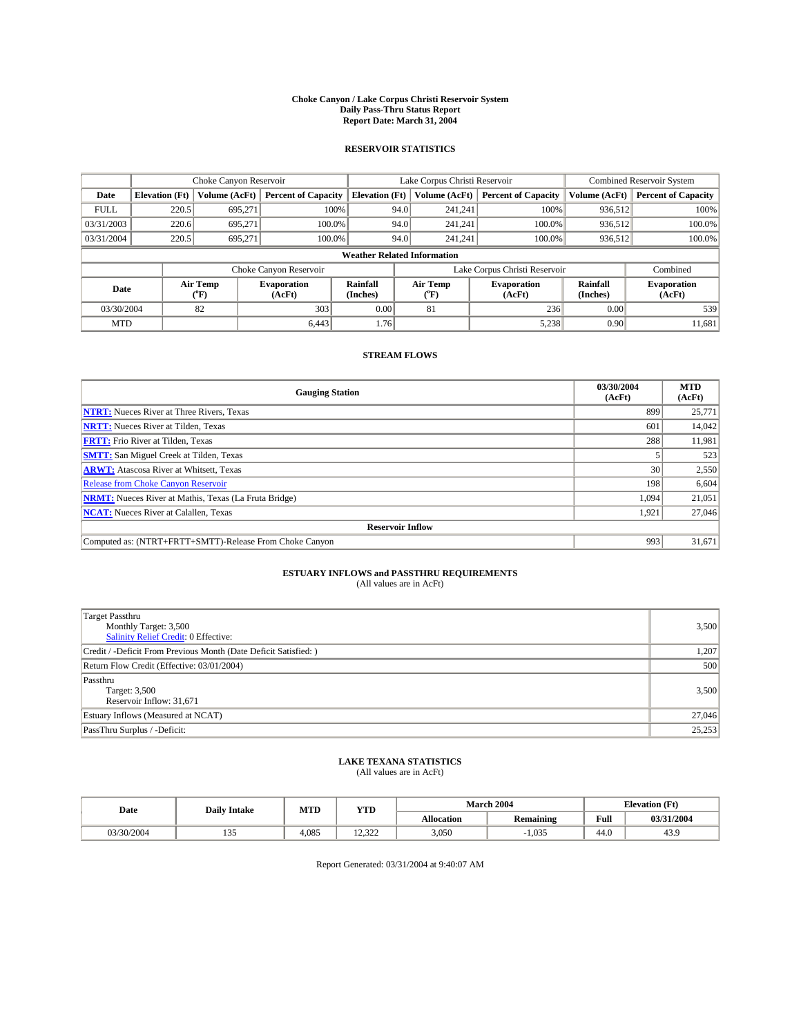# Choke Canyon / Lake Corpus Christi Reservoir System
## Daily Pass-Thru Status Report
## Report Date: March 31, 2004

### RESERVOIR STATISTICS

| | Choke Canyon Reservoir | | | Lake Corpus Christi Reservoir | | | Combined Reservoir System | |
|---|---|---|---|---|---|---|---|---|
| Date | Elevation (Ft) | Volume (AcFt) | Percent of Capacity | Elevation (Ft) | Volume (AcFt) | Percent of Capacity | Volume (AcFt) | Percent of Capacity |
| FULL | 220.5 | 695,271 | 100% | 94.0 | 241,241 | 100% | 936,512 | 100% |
| 03/31/2003 | 220.6 | 695,271 | 100.0% | 94.0 | 241,241 | 100.0% | 936,512 | 100.0% |
| 03/31/2004 | 220.5 | 695,271 | 100.0% | 94.0 | 241,241 | 100.0% | 936,512 | 100.0% |

**Weather Related Information**

| | Choke Canyon Reservoir | | | Lake Corpus Christi Reservoir | | | Combined |
|---|---|---|---|---|---|---|---|
| Date | Air Temp (°F) | Evaporation (AcFt) | Rainfall (Inches) | Air Temp (°F) | Evaporation (AcFt) | Rainfall (Inches) | Evaporation (AcFt) |
| 03/30/2004 | 82 | 303 | 0.00 | 81 | 236 | 0.00 | 539 |
| MTD | | 6,443 | 1.76 | | 5,238 | 0.90 | 11,681 |

### STREAM FLOWS

| Gauging Station | 03/30/2004 (AcFt) | MTD (AcFt) |
|---|---|---|
| **NTRT:** Nueces River at Three Rivers, Texas | 899 | 25,771 |
| **NRTT:** Nueces River at Tilden, Texas | 601 | 14,042 |
| **FRTT:** Frio River at Tilden, Texas | 288 | 11,981 |
| **SMTT:** San Miguel Creek at Tilden, Texas | 5 | 523 |
| **ARWT:** Atascosa River at Whitsett, Texas | 30 | 2,550 |
| Release from Choke Canyon Reservoir | 198 | 6,604 |
| **NRMT:** Nueces River at Mathis, Texas (La Fruta Bridge) | 1,094 | 21,051 |
| **NCAT:** Nueces River at Calallen, Texas | 1,921 | 27,046 |
| **Reservoir Inflow** | | |
| Computed as: (NTRT+FRTT+SMTT)-Release From Choke Canyon | 993 | 31,671 |

### ESTUARY INFLOWS and PASSTHRU REQUIREMENTS
(All values are in AcFt)

| | |
|---|---|
| Target Passthru<br>Monthly Target: 3,500<br>Salinity Relief Credit: 0 Effective: | 3,500 |
| Credit / -Deficit From Previous Month (Date Deficit Satisfied: ) | 1,207 |
| Return Flow Credit (Effective: 03/01/2004) | 500 |
| Passthru<br>Target: 3,500<br>Reservoir Inflow: 31,671 | 3,500 |
| Estuary Inflows (Measured at NCAT) | 27,046 |
| PassThru Surplus / -Deficit: | 25,253 |

### LAKE TEXANA STATISTICS
(All values are in AcFt)

| Date | Daily Intake | MTD | YTD | March 2004 | | Elevation (Ft) | |
|---|---|---|---|---|---|---|---|
| | | | | Allocation | Remaining | Full | 03/31/2004 |
| 03/30/2004 | 135 | 4,085 | 12,322 | 3,050 | -1,035 | 44.0 | 43.9 |

Report Generated: 03/31/2004 at 9:40:07 AM